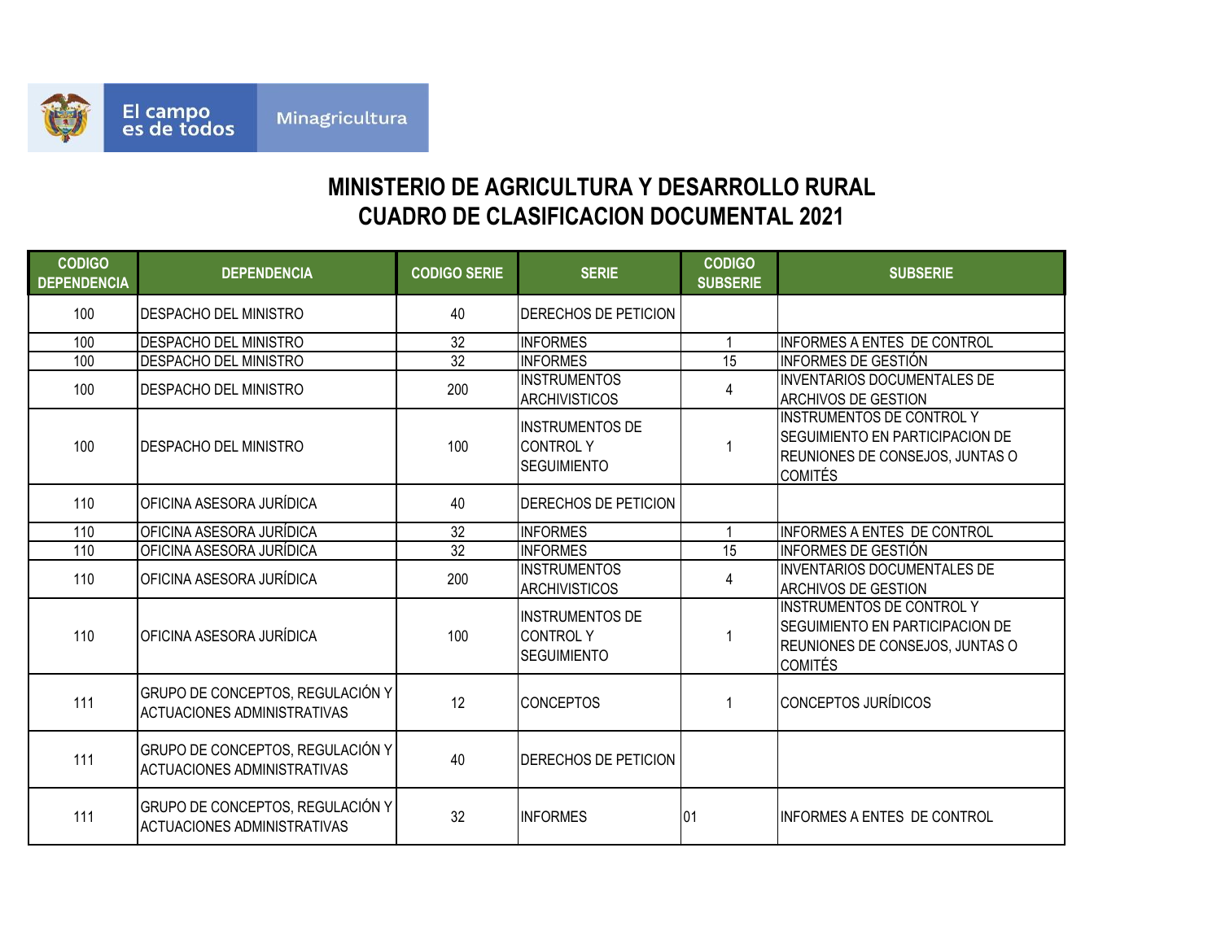El campo es de todos — Minagricultura

# MINISTERIO DE AGRICULTURA Y DESARROLLO RURAL
## CUADRO DE CLASIFICACION DOCUMENTAL 2021

| CODIGO DEPENDENCIA | DEPENDENCIA | CODIGO SERIE | SERIE | CODIGO SUBSERIE | SUBSERIE |
|---|---|---|---|---|---|
| 100 | DESPACHO DEL MINISTRO | 40 | DERECHOS DE PETICION | | |
| 100 | DESPACHO DEL MINISTRO | 32 | INFORMES | 1 | INFORMES A ENTES DE CONTROL |
| 100 | DESPACHO DEL MINISTRO | 32 | INFORMES | 15 | INFORMES DE GESTIÓN |
| 100 | DESPACHO DEL MINISTRO | 200 | INSTRUMENTOS ARCHIVISTICOS | 4 | INVENTARIOS DOCUMENTALES DE ARCHIVOS DE GESTION |
| 100 | DESPACHO DEL MINISTRO | 100 | INSTRUMENTOS DE CONTROL Y SEGUIMIENTO | 1 | INSTRUMENTOS DE CONTROL Y SEGUIMIENTO EN PARTICIPACION DE REUNIONES DE CONSEJOS, JUNTAS O COMITÉS |
| 110 | OFICINA ASESORA JURÍDICA | 40 | DERECHOS DE PETICION | | |
| 110 | OFICINA ASESORA JURÍDICA | 32 | INFORMES | 1 | INFORMES A ENTES DE CONTROL |
| 110 | OFICINA ASESORA JURÍDICA | 32 | INFORMES | 15 | INFORMES DE GESTIÓN |
| 110 | OFICINA ASESORA JURÍDICA | 200 | INSTRUMENTOS ARCHIVISTICOS | 4 | INVENTARIOS DOCUMENTALES DE ARCHIVOS DE GESTION |
| 110 | OFICINA ASESORA JURÍDICA | 100 | INSTRUMENTOS DE CONTROL Y SEGUIMIENTO | 1 | INSTRUMENTOS DE CONTROL Y SEGUIMIENTO EN PARTICIPACION DE REUNIONES DE CONSEJOS, JUNTAS O COMITÉS |
| 111 | GRUPO DE CONCEPTOS, REGULACIÓN Y ACTUACIONES ADMINISTRATIVAS | 12 | CONCEPTOS | 1 | CONCEPTOS JURÍDICOS |
| 111 | GRUPO DE CONCEPTOS, REGULACIÓN Y ACTUACIONES ADMINISTRATIVAS | 40 | DERECHOS DE PETICION | | |
| 111 | GRUPO DE CONCEPTOS, REGULACIÓN Y ACTUACIONES ADMINISTRATIVAS | 32 | INFORMES | 01 | INFORMES A ENTES DE CONTROL |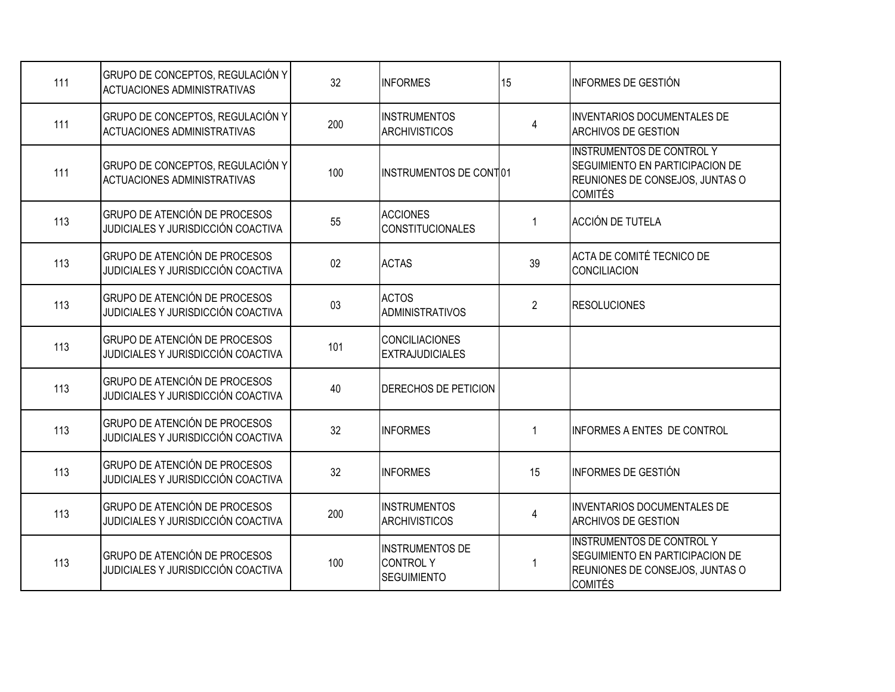| | | | | | |
|---|---|---|---|---|---|
| 111 | GRUPO DE CONCEPTOS, REGULACIÓN Y ACTUACIONES ADMINISTRATIVAS | 32 | INFORMES | 15 | INFORMES DE GESTIÓN |
| 111 | GRUPO DE CONCEPTOS, REGULACIÓN Y ACTUACIONES ADMINISTRATIVAS | 200 | INSTRUMENTOS ARCHIVISTICOS | 4 | INVENTARIOS DOCUMENTALES DE ARCHIVOS DE GESTION |
| 111 | GRUPO DE CONCEPTOS, REGULACIÓN Y ACTUACIONES ADMINISTRATIVAS | 100 | INSTRUMENTOS DE CONT | 01 | INSTRUMENTOS DE CONTROL Y SEGUIMIENTO EN PARTICIPACION DE REUNIONES DE CONSEJOS, JUNTAS O COMITÉS |
| 113 | GRUPO DE ATENCIÓN DE PROCESOS JUDICIALES Y JURISDICCIÓN COACTIVA | 55 | ACCIONES CONSTITUCIONALES | 1 | ACCIÓN DE TUTELA |
| 113 | GRUPO DE ATENCIÓN DE PROCESOS JUDICIALES Y JURISDICCIÓN COACTIVA | 02 | ACTAS | 39 | ACTA DE COMITÉ TECNICO DE CONCILIACION |
| 113 | GRUPO DE ATENCIÓN DE PROCESOS JUDICIALES Y JURISDICCIÓN COACTIVA | 03 | ACTOS ADMINISTRATIVOS | 2 | RESOLUCIONES |
| 113 | GRUPO DE ATENCIÓN DE PROCESOS JUDICIALES Y JURISDICCIÓN COACTIVA | 101 | CONCILIACIONES EXTRAJUDICIALES | | |
| 113 | GRUPO DE ATENCIÓN DE PROCESOS JUDICIALES Y JURISDICCIÓN COACTIVA | 40 | DERECHOS DE PETICION | | |
| 113 | GRUPO DE ATENCIÓN DE PROCESOS JUDICIALES Y JURISDICCIÓN COACTIVA | 32 | INFORMES | 1 | INFORMES A ENTES DE CONTROL |
| 113 | GRUPO DE ATENCIÓN DE PROCESOS JUDICIALES Y JURISDICCIÓN COACTIVA | 32 | INFORMES | 15 | INFORMES DE GESTIÓN |
| 113 | GRUPO DE ATENCIÓN DE PROCESOS JUDICIALES Y JURISDICCIÓN COACTIVA | 200 | INSTRUMENTOS ARCHIVISTICOS | 4 | INVENTARIOS DOCUMENTALES DE ARCHIVOS DE GESTION |
| 113 | GRUPO DE ATENCIÓN DE PROCESOS JUDICIALES Y JURISDICCIÓN COACTIVA | 100 | INSTRUMENTOS DE CONTROL Y SEGUIMIENTO | 1 | INSTRUMENTOS DE CONTROL Y SEGUIMIENTO EN PARTICIPACION DE REUNIONES DE CONSEJOS, JUNTAS O COMITÉS |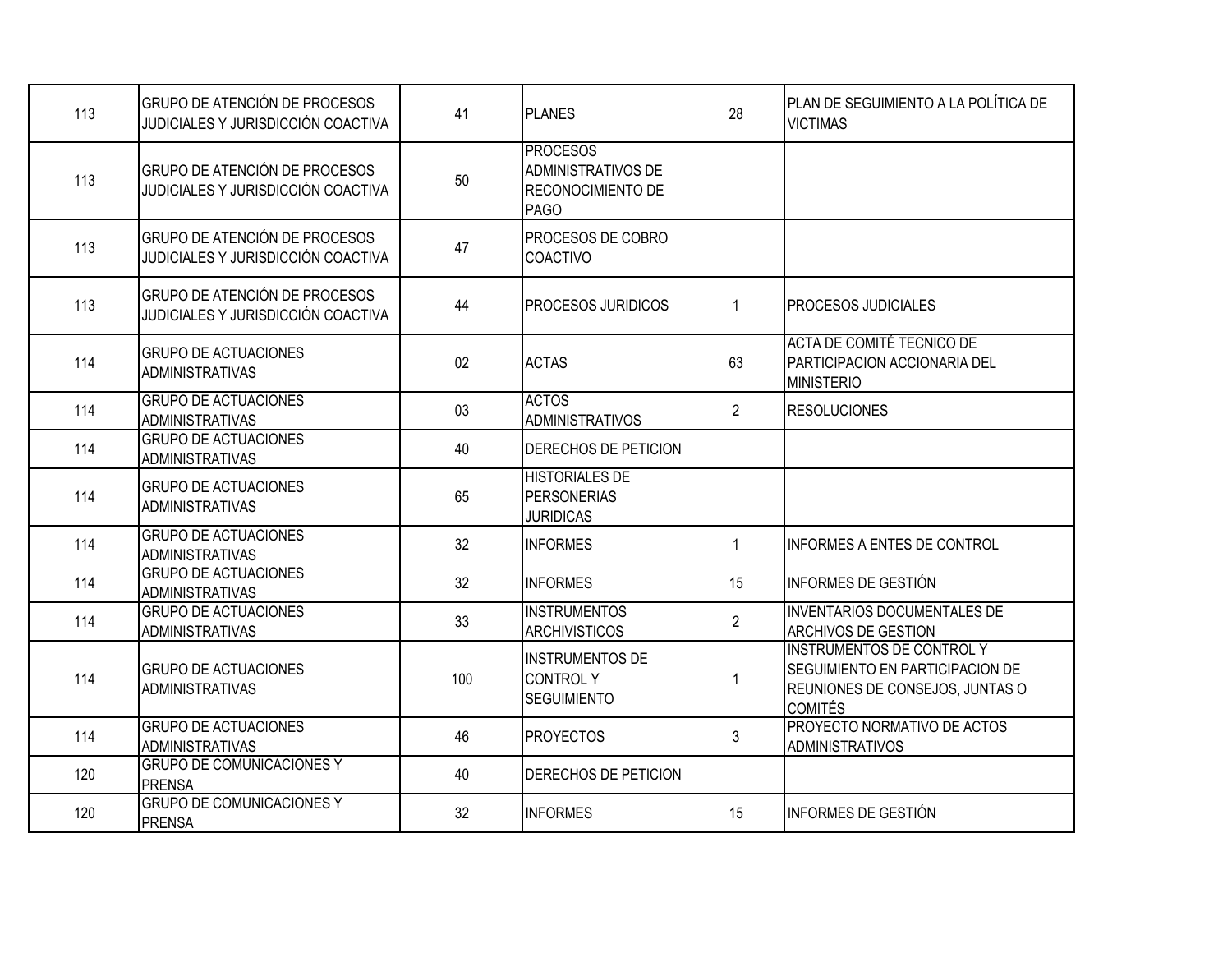| 113 | GRUPO DE ATENCIÓN DE PROCESOS JUDICIALES Y JURISDICCIÓN COACTIVA | 41 | PLANES | 28 | PLAN DE SEGUIMIENTO A LA POLÍTICA DE VICTIMAS |
|---|---|---|---|---|---|
| 113 | GRUPO DE ATENCIÓN DE PROCESOS JUDICIALES Y JURISDICCIÓN COACTIVA | 50 | PROCESOS ADMINISTRATIVOS DE RECONOCIMIENTO DE PAGO | | |
| 113 | GRUPO DE ATENCIÓN DE PROCESOS JUDICIALES Y JURISDICCIÓN COACTIVA | 47 | PROCESOS DE COBRO COACTIVO | | |
| 113 | GRUPO DE ATENCIÓN DE PROCESOS JUDICIALES Y JURISDICCIÓN COACTIVA | 44 | PROCESOS JURIDICOS | 1 | PROCESOS JUDICIALES |
| 114 | GRUPO DE ACTUACIONES ADMINISTRATIVAS | 02 | ACTAS | 63 | ACTA DE COMITÉ TECNICO DE PARTICIPACION ACCIONARIA DEL MINISTERIO |
| 114 | GRUPO DE ACTUACIONES ADMINISTRATIVAS | 03 | ACTOS ADMINISTRATIVOS | 2 | RESOLUCIONES |
| 114 | GRUPO DE ACTUACIONES ADMINISTRATIVAS | 40 | DERECHOS DE PETICION | | |
| 114 | GRUPO DE ACTUACIONES ADMINISTRATIVAS | 65 | HISTORIALES DE PERSONERIAS JURIDICAS | | |
| 114 | GRUPO DE ACTUACIONES ADMINISTRATIVAS | 32 | INFORMES | 1 | INFORMES A ENTES DE CONTROL |
| 114 | GRUPO DE ACTUACIONES ADMINISTRATIVAS | 32 | INFORMES | 15 | INFORMES DE GESTIÓN |
| 114 | GRUPO DE ACTUACIONES ADMINISTRATIVAS | 33 | INSTRUMENTOS ARCHIVISTICOS | 2 | INVENTARIOS DOCUMENTALES DE ARCHIVOS DE GESTION |
| 114 | GRUPO DE ACTUACIONES ADMINISTRATIVAS | 100 | INSTRUMENTOS DE CONTROL Y SEGUIMIENTO | 1 | INSTRUMENTOS DE CONTROL Y SEGUIMIENTO EN PARTICIPACION DE REUNIONES DE CONSEJOS, JUNTAS O COMITÉS |
| 114 | GRUPO DE ACTUACIONES ADMINISTRATIVAS | 46 | PROYECTOS | 3 | PROYECTO NORMATIVO DE ACTOS ADMINISTRATIVOS |
| 120 | GRUPO DE COMUNICACIONES Y PRENSA | 40 | DERECHOS DE PETICION | | |
| 120 | GRUPO DE COMUNICACIONES Y PRENSA | 32 | INFORMES | 15 | INFORMES DE GESTIÓN |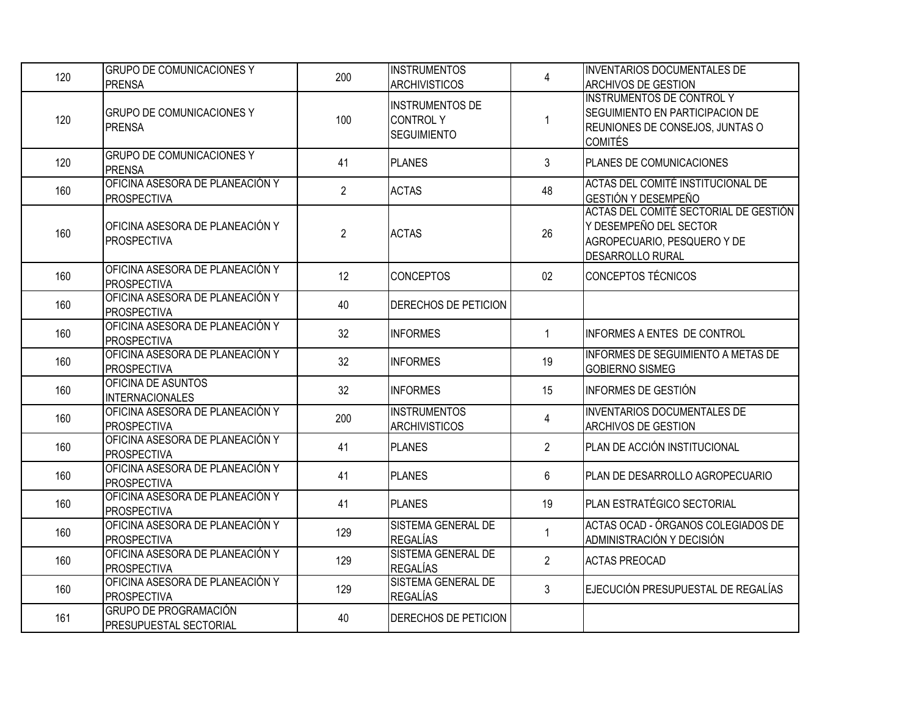| 120 | GRUPO DE COMUNICACIONES Y PRENSA | 200 | INSTRUMENTOS ARCHIVISTICOS | 4 | INVENTARIOS DOCUMENTALES DE ARCHIVOS DE GESTION |
|---|---|---|---|---|---|
| 120 | GRUPO DE COMUNICACIONES Y PRENSA | 100 | INSTRUMENTOS DE CONTROL Y SEGUIMIENTO | 1 | INSTRUMENTOS DE CONTROL Y SEGUIMIENTO EN PARTICIPACION DE REUNIONES DE CONSEJOS, JUNTAS O COMITÉS |
| 120 | GRUPO DE COMUNICACIONES Y PRENSA | 41 | PLANES | 3 | PLANES DE COMUNICACIONES |
| 160 | OFICINA ASESORA DE PLANEACIÓN Y PROSPECTIVA | 2 | ACTAS | 48 | ACTAS DEL COMITÉ INSTITUCIONAL DE GESTIÓN Y DESEMPEÑO |
| 160 | OFICINA ASESORA DE PLANEACIÓN Y PROSPECTIVA | 2 | ACTAS | 26 | ACTAS DEL COMITÉ SECTORIAL DE GESTIÓN Y DESEMPEÑO DEL SECTOR AGROPECUARIO, PESQUERO Y DE DESARROLLO RURAL |
| 160 | OFICINA ASESORA DE PLANEACIÓN Y PROSPECTIVA | 12 | CONCEPTOS | 02 | CONCEPTOS TÉCNICOS |
| 160 | OFICINA ASESORA DE PLANEACIÓN Y PROSPECTIVA | 40 | DERECHOS DE PETICION | | |
| 160 | OFICINA ASESORA DE PLANEACIÓN Y PROSPECTIVA | 32 | INFORMES | 1 | INFORMES A ENTES DE CONTROL |
| 160 | OFICINA ASESORA DE PLANEACIÓN Y PROSPECTIVA | 32 | INFORMES | 19 | INFORMES DE SEGUIMIENTO A METAS DE GOBIERNO SISMEG |
| 160 | OFICINA DE ASUNTOS INTERNACIONALES | 32 | INFORMES | 15 | INFORMES DE GESTIÓN |
| 160 | OFICINA ASESORA DE PLANEACIÓN Y PROSPECTIVA | 200 | INSTRUMENTOS ARCHIVISTICOS | 4 | INVENTARIOS DOCUMENTALES DE ARCHIVOS DE GESTION |
| 160 | OFICINA ASESORA DE PLANEACIÓN Y PROSPECTIVA | 41 | PLANES | 2 | PLAN DE ACCIÓN INSTITUCIONAL |
| 160 | OFICINA ASESORA DE PLANEACIÓN Y PROSPECTIVA | 41 | PLANES | 6 | PLAN DE DESARROLLO AGROPECUARIO |
| 160 | OFICINA ASESORA DE PLANEACIÓN Y PROSPECTIVA | 41 | PLANES | 19 | PLAN ESTRATÉGICO SECTORIAL |
| 160 | OFICINA ASESORA DE PLANEACIÓN Y PROSPECTIVA | 129 | SISTEMA GENERAL DE REGALÍAS | 1 | ACTAS OCAD - ÓRGANOS COLEGIADOS DE ADMINISTRACIÓN Y DECISIÓN |
| 160 | OFICINA ASESORA DE PLANEACIÓN Y PROSPECTIVA | 129 | SISTEMA GENERAL DE REGALÍAS | 2 | ACTAS PREOCAD |
| 160 | OFICINA ASESORA DE PLANEACIÓN Y PROSPECTIVA | 129 | SISTEMA GENERAL DE REGALÍAS | 3 | EJECUCIÓN PRESUPUESTAL DE REGALÍAS |
| 161 | GRUPO DE PROGRAMACIÓN PRESUPUESTAL SECTORIAL | 40 | DERECHOS DE PETICION | | |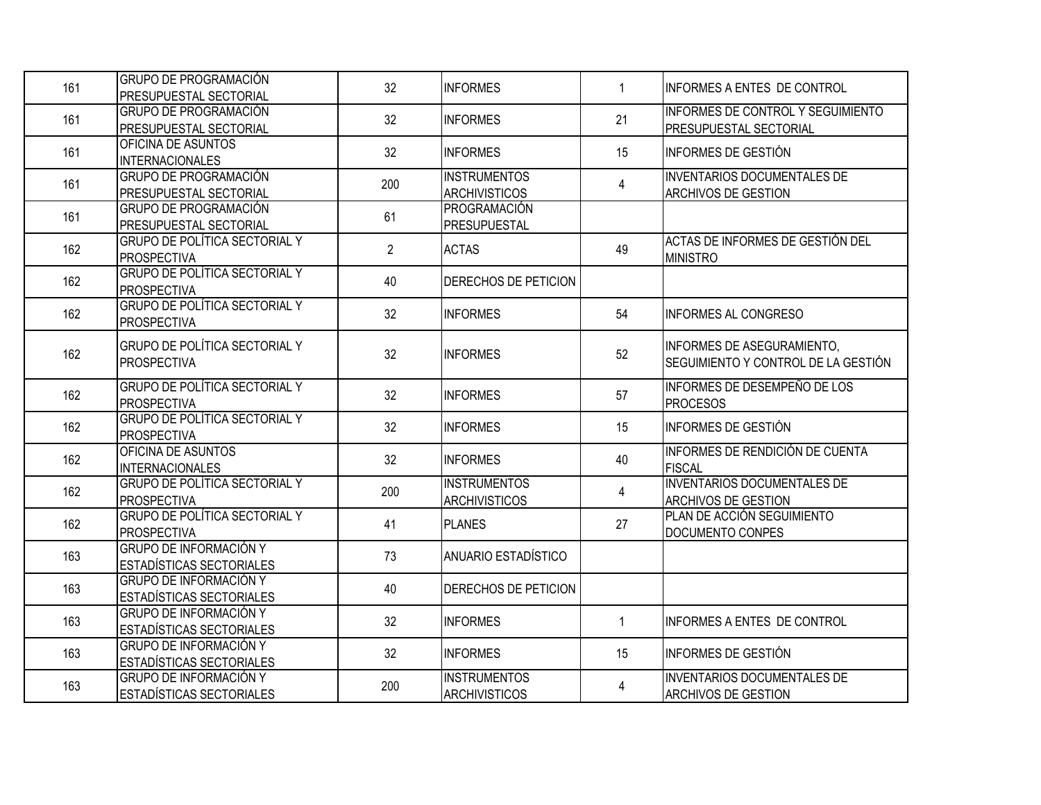| | | | | | |
|---|---|---|---|---|---|
| 161 | GRUPO DE PROGRAMACIÓN PRESUPUESTAL SECTORIAL | 32 | INFORMES | 1 | INFORMES A ENTES DE CONTROL |
| 161 | GRUPO DE PROGRAMACIÓN PRESUPUESTAL SECTORIAL | 32 | INFORMES | 21 | INFORMES DE CONTROL Y SEGUIMIENTO PRESUPUESTAL SECTORIAL |
| 161 | OFICINA DE ASUNTOS INTERNACIONALES | 32 | INFORMES | 15 | INFORMES DE GESTIÓN |
| 161 | GRUPO DE PROGRAMACIÓN PRESUPUESTAL SECTORIAL | 200 | INSTRUMENTOS ARCHIVISTICOS | 4 | INVENTARIOS DOCUMENTALES DE ARCHIVOS DE GESTION |
| 161 | GRUPO DE PROGRAMACIÓN PRESUPUESTAL SECTORIAL | 61 | PROGRAMACIÓN PRESUPUESTAL | | |
| 162 | GRUPO DE POLÍTICA SECTORIAL Y PROSPECTIVA | 2 | ACTAS | 49 | ACTAS DE INFORMES DE GESTIÓN DEL MINISTRO |
| 162 | GRUPO DE POLÍTICA SECTORIAL Y PROSPECTIVA | 40 | DERECHOS DE PETICION | | |
| 162 | GRUPO DE POLÍTICA SECTORIAL Y PROSPECTIVA | 32 | INFORMES | 54 | INFORMES AL CONGRESO |
| 162 | GRUPO DE POLÍTICA SECTORIAL Y PROSPECTIVA | 32 | INFORMES | 52 | INFORMES DE ASEGURAMIENTO, SEGUIMIENTO Y CONTROL DE LA GESTIÓN |
| 162 | GRUPO DE POLÍTICA SECTORIAL Y PROSPECTIVA | 32 | INFORMES | 57 | INFORMES DE DESEMPEÑO DE LOS PROCESOS |
| 162 | GRUPO DE POLÍTICA SECTORIAL Y PROSPECTIVA | 32 | INFORMES | 15 | INFORMES DE GESTIÓN |
| 162 | OFICINA DE ASUNTOS INTERNACIONALES | 32 | INFORMES | 40 | INFORMES DE RENDICIÓN DE CUENTA FISCAL |
| 162 | GRUPO DE POLÍTICA SECTORIAL Y PROSPECTIVA | 200 | INSTRUMENTOS ARCHIVISTICOS | 4 | INVENTARIOS DOCUMENTALES DE ARCHIVOS DE GESTION |
| 162 | GRUPO DE POLÍTICA SECTORIAL Y PROSPECTIVA | 41 | PLANES | 27 | PLAN DE ACCIÓN SEGUIMIENTO DOCUMENTO CONPES |
| 163 | GRUPO DE INFORMACIÓN Y ESTADÍSTICAS SECTORIALES | 73 | ANUARIO ESTADÍSTICO | | |
| 163 | GRUPO DE INFORMACIÓN Y ESTADÍSTICAS SECTORIALES | 40 | DERECHOS DE PETICION | | |
| 163 | GRUPO DE INFORMACIÓN Y ESTADÍSTICAS SECTORIALES | 32 | INFORMES | 1 | INFORMES A ENTES DE CONTROL |
| 163 | GRUPO DE INFORMACIÓN Y ESTADÍSTICAS SECTORIALES | 32 | INFORMES | 15 | INFORMES DE GESTIÓN |
| 163 | GRUPO DE INFORMACIÓN Y ESTADÍSTICAS SECTORIALES | 200 | INSTRUMENTOS ARCHIVISTICOS | 4 | INVENTARIOS DOCUMENTALES DE ARCHIVOS DE GESTION |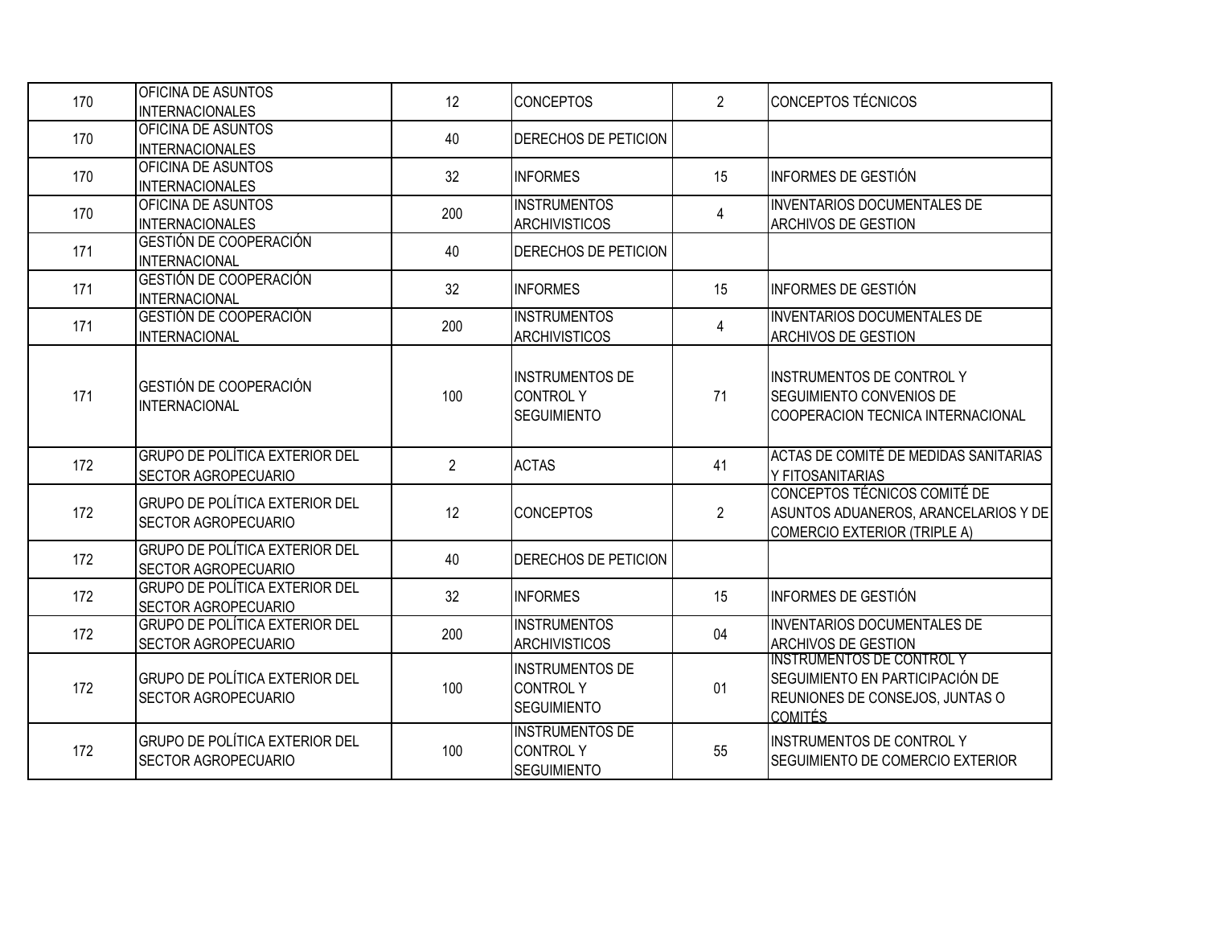| 170 | OFICINA DE ASUNTOS INTERNACIONALES | 12 | CONCEPTOS | 2 | CONCEPTOS TÉCNICOS |
|---|---|---|---|---|---|
| 170 | OFICINA DE ASUNTOS INTERNACIONALES | 40 | DERECHOS DE PETICION | | |
| 170 | OFICINA DE ASUNTOS INTERNACIONALES | 32 | INFORMES | 15 | INFORMES DE GESTIÓN |
| 170 | OFICINA DE ASUNTOS INTERNACIONALES | 200 | INSTRUMENTOS ARCHIVISTICOS | 4 | INVENTARIOS DOCUMENTALES DE ARCHIVOS DE GESTION |
| 171 | GESTIÓN DE COOPERACIÓN INTERNACIONAL | 40 | DERECHOS DE PETICION | | |
| 171 | GESTIÓN DE COOPERACIÓN INTERNACIONAL | 32 | INFORMES | 15 | INFORMES DE GESTIÓN |
| 171 | GESTIÓN DE COOPERACIÓN INTERNACIONAL | 200 | INSTRUMENTOS ARCHIVISTICOS | 4 | INVENTARIOS DOCUMENTALES DE ARCHIVOS DE GESTION |
| 171 | GESTIÓN DE COOPERACIÓN INTERNACIONAL | 100 | INSTRUMENTOS DE CONTROL Y SEGUIMIENTO | 71 | INSTRUMENTOS DE CONTROL Y SEGUIMIENTO CONVENIOS DE COOPERACION TECNICA INTERNACIONAL |
| 172 | GRUPO DE POLÍTICA EXTERIOR DEL SECTOR AGROPECUARIO | 2 | ACTAS | 41 | ACTAS DE COMITÉ DE MEDIDAS SANITARIAS Y FITOSANITARIAS |
| 172 | GRUPO DE POLÍTICA EXTERIOR DEL SECTOR AGROPECUARIO | 12 | CONCEPTOS | 2 | CONCEPTOS TÉCNICOS COMITÉ DE ASUNTOS ADUANEROS, ARANCELARIOS Y DE COMERCIO EXTERIOR (TRIPLE A) |
| 172 | GRUPO DE POLÍTICA EXTERIOR DEL SECTOR AGROPECUARIO | 40 | DERECHOS DE PETICION | | |
| 172 | GRUPO DE POLÍTICA EXTERIOR DEL SECTOR AGROPECUARIO | 32 | INFORMES | 15 | INFORMES DE GESTIÓN |
| 172 | GRUPO DE POLÍTICA EXTERIOR DEL SECTOR AGROPECUARIO | 200 | INSTRUMENTOS ARCHIVISTICOS | 04 | INVENTARIOS DOCUMENTALES DE ARCHIVOS DE GESTION |
| 172 | GRUPO DE POLÍTICA EXTERIOR DEL SECTOR AGROPECUARIO | 100 | INSTRUMENTOS DE CONTROL Y SEGUIMIENTO | 01 | INSTRUMENTOS DE CONTROL Y SEGUIMIENTO EN PARTICIPACIÓN DE REUNIONES DE CONSEJOS, JUNTAS O COMITÉS |
| 172 | GRUPO DE POLÍTICA EXTERIOR DEL SECTOR AGROPECUARIO | 100 | INSTRUMENTOS DE CONTROL Y SEGUIMIENTO | 55 | INSTRUMENTOS DE CONTROL Y SEGUIMIENTO DE COMERCIO EXTERIOR |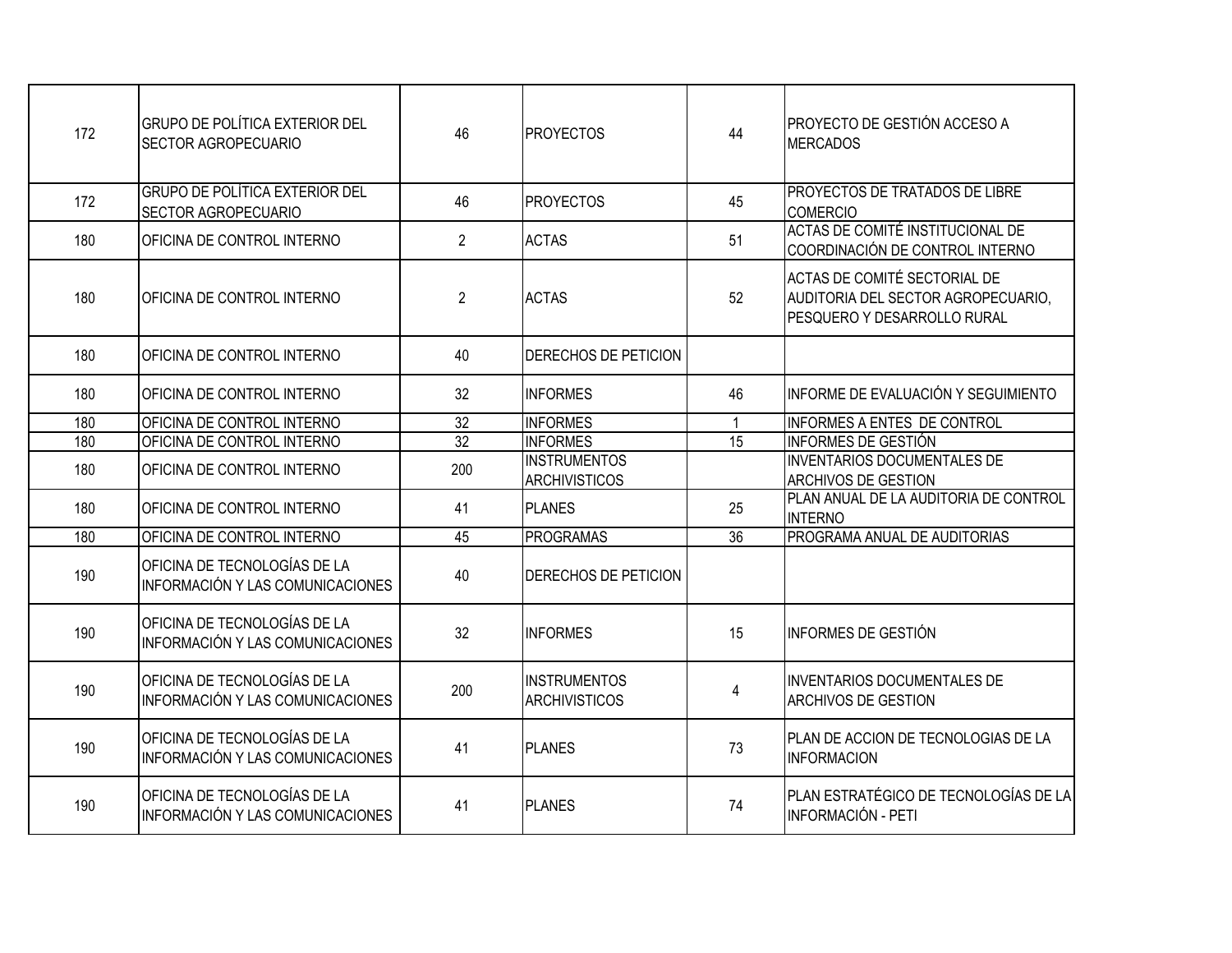| | | | | | |
|---|---|---|---|---|---|
| 172 | GRUPO DE POLÍTICA EXTERIOR DEL SECTOR AGROPECUARIO | 46 | PROYECTOS | 44 | PROYECTO DE GESTIÓN ACCESO A MERCADOS |
| 172 | GRUPO DE POLÍTICA EXTERIOR DEL SECTOR AGROPECUARIO | 46 | PROYECTOS | 45 | PROYECTOS DE TRATADOS DE LIBRE COMERCIO |
| 180 | OFICINA DE CONTROL INTERNO | 2 | ACTAS | 51 | ACTAS DE COMITÉ INSTITUCIONAL DE COORDINACIÓN DE CONTROL INTERNO |
| 180 | OFICINA DE CONTROL INTERNO | 2 | ACTAS | 52 | ACTAS DE COMITÉ SECTORIAL DE AUDITORIA DEL SECTOR AGROPECUARIO, PESQUERO Y DESARROLLO RURAL |
| 180 | OFICINA DE CONTROL INTERNO | 40 | DERECHOS DE PETICION | | |
| 180 | OFICINA DE CONTROL INTERNO | 32 | INFORMES | 46 | INFORME DE EVALUACIÓN Y SEGUIMIENTO |
| 180 | OFICINA DE CONTROL INTERNO | 32 | INFORMES | 1 | INFORMES A ENTES DE CONTROL |
| 180 | OFICINA DE CONTROL INTERNO | 32 | INFORMES | 15 | INFORMES DE GESTIÓN |
| 180 | OFICINA DE CONTROL INTERNO | 200 | INSTRUMENTOS ARCHIVISTICOS | | INVENTARIOS DOCUMENTALES DE ARCHIVOS DE GESTION |
| 180 | OFICINA DE CONTROL INTERNO | 41 | PLANES | 25 | PLAN ANUAL DE LA AUDITORIA DE CONTROL INTERNO |
| 180 | OFICINA DE CONTROL INTERNO | 45 | PROGRAMAS | 36 | PROGRAMA ANUAL DE AUDITORIAS |
| 190 | OFICINA DE TECNOLOGÍAS DE LA INFORMACIÓN Y LAS COMUNICACIONES | 40 | DERECHOS DE PETICION | | |
| 190 | OFICINA DE TECNOLOGÍAS DE LA INFORMACIÓN Y LAS COMUNICACIONES | 32 | INFORMES | 15 | INFORMES DE GESTIÓN |
| 190 | OFICINA DE TECNOLOGÍAS DE LA INFORMACIÓN Y LAS COMUNICACIONES | 200 | INSTRUMENTOS ARCHIVISTICOS | 4 | INVENTARIOS DOCUMENTALES DE ARCHIVOS DE GESTION |
| 190 | OFICINA DE TECNOLOGÍAS DE LA INFORMACIÓN Y LAS COMUNICACIONES | 41 | PLANES | 73 | PLAN DE ACCION DE TECNOLOGIAS DE LA INFORMACION |
| 190 | OFICINA DE TECNOLOGÍAS DE LA INFORMACIÓN Y LAS COMUNICACIONES | 41 | PLANES | 74 | PLAN ESTRATÉGICO DE TECNOLOGÍAS DE LA INFORMACIÓN - PETI |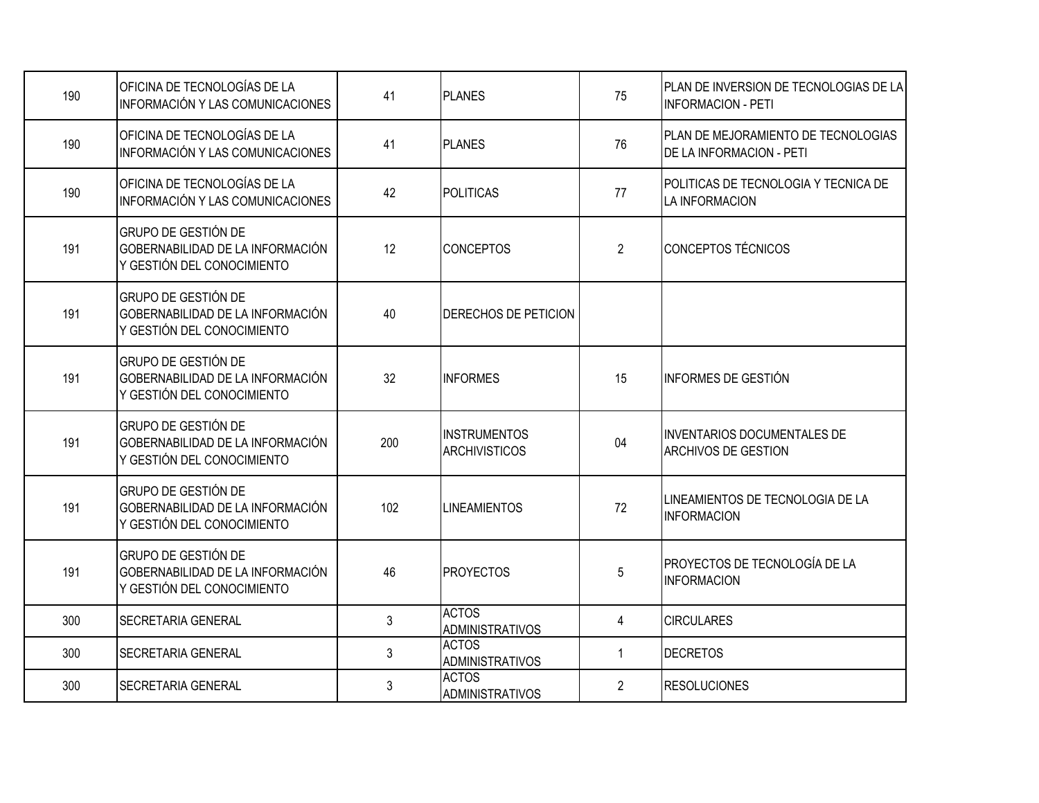| | | | | | |
|---|---|---|---|---|---|
| 190 | OFICINA DE TECNOLOGÍAS DE LA INFORMACIÓN Y LAS COMUNICACIONES | 41 | PLANES | 75 | PLAN DE INVERSION DE TECNOLOGIAS DE LA INFORMACION - PETI |
| 190 | OFICINA DE TECNOLOGÍAS DE LA INFORMACIÓN Y LAS COMUNICACIONES | 41 | PLANES | 76 | PLAN DE MEJORAMIENTO DE TECNOLOGIAS DE LA INFORMACION - PETI |
| 190 | OFICINA DE TECNOLOGÍAS DE LA INFORMACIÓN Y LAS COMUNICACIONES | 42 | POLITICAS | 77 | POLITICAS DE TECNOLOGIA Y TECNICA DE LA INFORMACION |
| 191 | GRUPO DE GESTIÓN DE GOBERNABILIDAD DE LA INFORMACIÓN Y GESTIÓN DEL CONOCIMIENTO | 12 | CONCEPTOS | 2 | CONCEPTOS TÉCNICOS |
| 191 | GRUPO DE GESTIÓN DE GOBERNABILIDAD DE LA INFORMACIÓN Y GESTIÓN DEL CONOCIMIENTO | 40 | DERECHOS DE PETICION | | |
| 191 | GRUPO DE GESTIÓN DE GOBERNABILIDAD DE LA INFORMACIÓN Y GESTIÓN DEL CONOCIMIENTO | 32 | INFORMES | 15 | INFORMES DE GESTIÓN |
| 191 | GRUPO DE GESTIÓN DE GOBERNABILIDAD DE LA INFORMACIÓN Y GESTIÓN DEL CONOCIMIENTO | 200 | INSTRUMENTOS ARCHIVISTICOS | 04 | INVENTARIOS DOCUMENTALES DE ARCHIVOS DE GESTION |
| 191 | GRUPO DE GESTIÓN DE GOBERNABILIDAD DE LA INFORMACIÓN Y GESTIÓN DEL CONOCIMIENTO | 102 | LINEAMIENTOS | 72 | LINEAMIENTOS DE TECNOLOGIA DE LA INFORMACION |
| 191 | GRUPO DE GESTIÓN DE GOBERNABILIDAD DE LA INFORMACIÓN Y GESTIÓN DEL CONOCIMIENTO | 46 | PROYECTOS | 5 | PROYECTOS DE TECNOLOGÍA DE LA INFORMACION |
| 300 | SECRETARIA GENERAL | 3 | ACTOS ADMINISTRATIVOS | 4 | CIRCULARES |
| 300 | SECRETARIA GENERAL | 3 | ACTOS ADMINISTRATIVOS | 1 | DECRETOS |
| 300 | SECRETARIA GENERAL | 3 | ACTOS ADMINISTRATIVOS | 2 | RESOLUCIONES |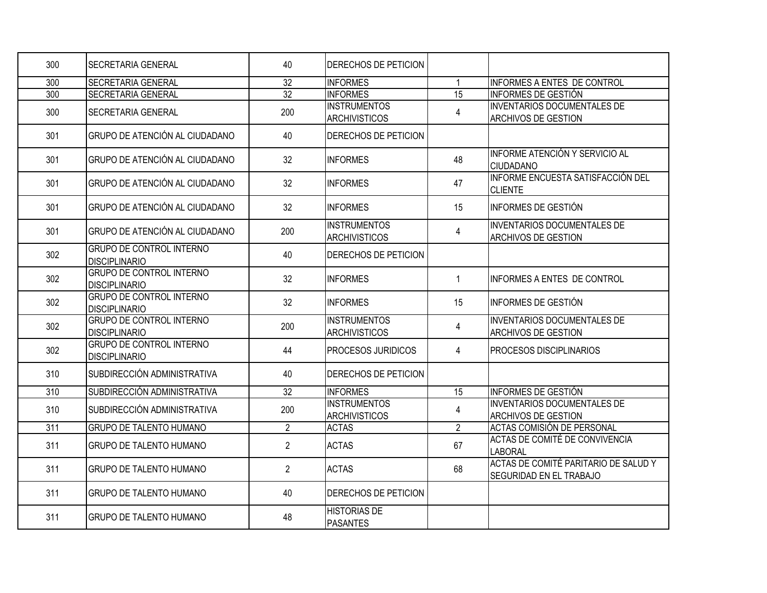| | | | | | |
|---|---|---|---|---|---|
| 300 | SECRETARIA GENERAL | 40 | DERECHOS DE PETICION | | |
| 300 | SECRETARIA GENERAL | 32 | INFORMES | 1 | INFORMES A ENTES DE CONTROL |
| 300 | SECRETARIA GENERAL | 32 | INFORMES | 15 | INFORMES DE GESTIÓN |
| 300 | SECRETARIA GENERAL | 200 | INSTRUMENTOS ARCHIVISTICOS | 4 | INVENTARIOS DOCUMENTALES DE ARCHIVOS DE GESTION |
| 301 | GRUPO DE ATENCIÓN AL CIUDADANO | 40 | DERECHOS DE PETICION | | |
| 301 | GRUPO DE ATENCIÓN AL CIUDADANO | 32 | INFORMES | 48 | INFORME ATENCIÓN Y SERVICIO AL CIUDADANO |
| 301 | GRUPO DE ATENCIÓN AL CIUDADANO | 32 | INFORMES | 47 | INFORME ENCUESTA SATISFACCIÓN DEL CLIENTE |
| 301 | GRUPO DE ATENCIÓN AL CIUDADANO | 32 | INFORMES | 15 | INFORMES DE GESTIÓN |
| 301 | GRUPO DE ATENCIÓN AL CIUDADANO | 200 | INSTRUMENTOS ARCHIVISTICOS | 4 | INVENTARIOS DOCUMENTALES DE ARCHIVOS DE GESTION |
| 302 | GRUPO DE CONTROL INTERNO DISCIPLINARIO | 40 | DERECHOS DE PETICION | | |
| 302 | GRUPO DE CONTROL INTERNO DISCIPLINARIO | 32 | INFORMES | 1 | INFORMES A ENTES DE CONTROL |
| 302 | GRUPO DE CONTROL INTERNO DISCIPLINARIO | 32 | INFORMES | 15 | INFORMES DE GESTIÓN |
| 302 | GRUPO DE CONTROL INTERNO DISCIPLINARIO | 200 | INSTRUMENTOS ARCHIVISTICOS | 4 | INVENTARIOS DOCUMENTALES DE ARCHIVOS DE GESTION |
| 302 | GRUPO DE CONTROL INTERNO DISCIPLINARIO | 44 | PROCESOS JURIDICOS | 4 | PROCESOS DISCIPLINARIOS |
| 310 | SUBDIRECCIÓN ADMINISTRATIVA | 40 | DERECHOS DE PETICION | | |
| 310 | SUBDIRECCIÓN ADMINISTRATIVA | 32 | INFORMES | 15 | INFORMES DE GESTIÓN |
| 310 | SUBDIRECCIÓN ADMINISTRATIVA | 200 | INSTRUMENTOS ARCHIVISTICOS | 4 | INVENTARIOS DOCUMENTALES DE ARCHIVOS DE GESTION |
| 311 | GRUPO DE TALENTO HUMANO | 2 | ACTAS | 2 | ACTAS COMISIÓN DE PERSONAL |
| 311 | GRUPO DE TALENTO HUMANO | 2 | ACTAS | 67 | ACTAS DE COMITÉ DE CONVIVENCIA LABORAL |
| 311 | GRUPO DE TALENTO HUMANO | 2 | ACTAS | 68 | ACTAS DE COMITÉ PARITARIO DE SALUD Y SEGURIDAD EN EL TRABAJO |
| 311 | GRUPO DE TALENTO HUMANO | 40 | DERECHOS DE PETICION | | |
| 311 | GRUPO DE TALENTO HUMANO | 48 | HISTORIAS DE PASANTES | | |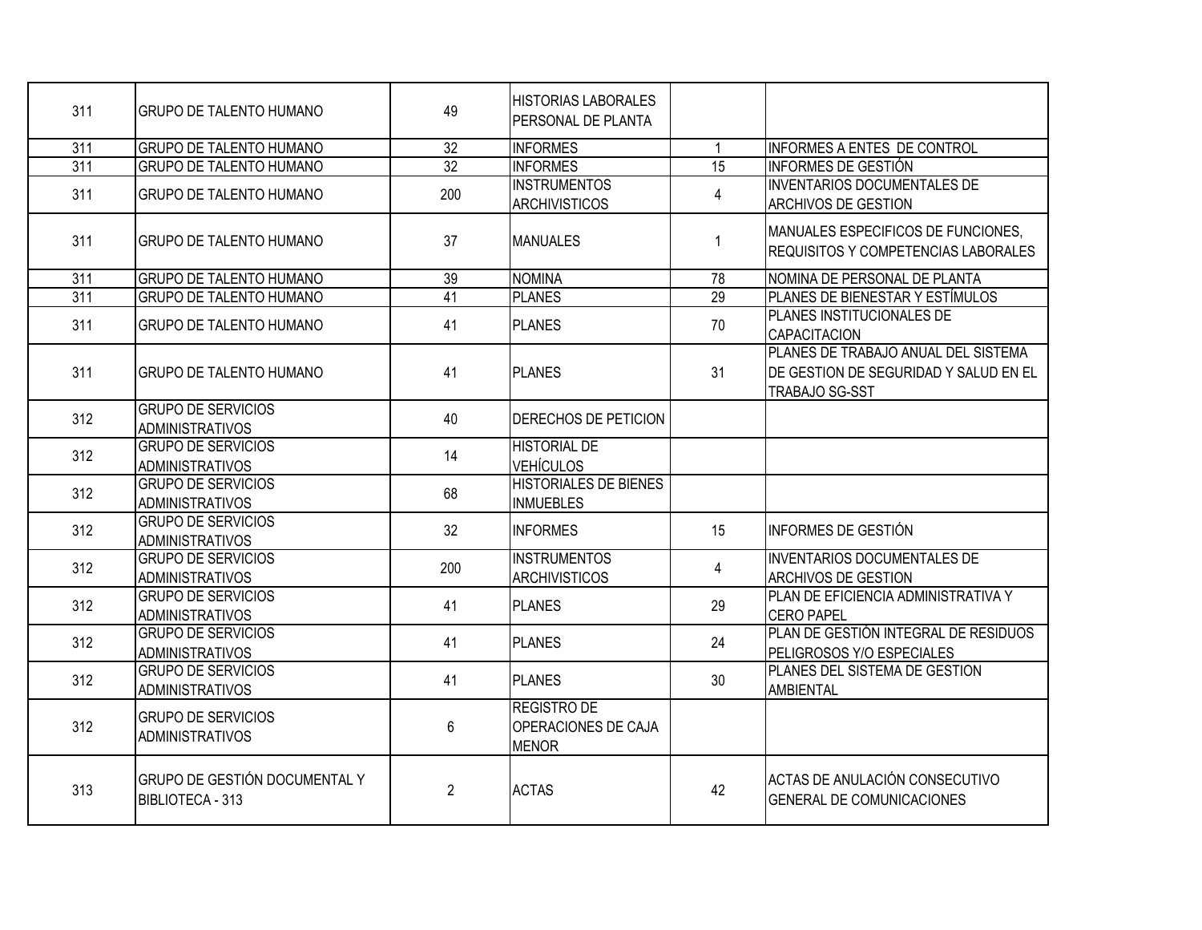| | | | | | |
|---|---|---|---|---|---|
| 311 | GRUPO DE TALENTO HUMANO | 49 | HISTORIAS LABORALES PERSONAL DE PLANTA | | |
| 311 | GRUPO DE TALENTO HUMANO | 32 | INFORMES | 1 | INFORMES A ENTES DE CONTROL |
| 311 | GRUPO DE TALENTO HUMANO | 32 | INFORMES | 15 | INFORMES DE GESTIÓN |
| 311 | GRUPO DE TALENTO HUMANO | 200 | INSTRUMENTOS ARCHIVISTICOS | 4 | INVENTARIOS DOCUMENTALES DE ARCHIVOS DE GESTION |
| 311 | GRUPO DE TALENTO HUMANO | 37 | MANUALES | 1 | MANUALES ESPECIFICOS DE FUNCIONES, REQUISITOS Y COMPETENCIAS LABORALES |
| 311 | GRUPO DE TALENTO HUMANO | 39 | NOMINA | 78 | NOMINA DE PERSONAL DE PLANTA |
| 311 | GRUPO DE TALENTO HUMANO | 41 | PLANES | 29 | PLANES DE BIENESTAR Y ESTÍMULOS |
| 311 | GRUPO DE TALENTO HUMANO | 41 | PLANES | 70 | PLANES INSTITUCIONALES DE CAPACITACION |
| 311 | GRUPO DE TALENTO HUMANO | 41 | PLANES | 31 | PLANES DE TRABAJO ANUAL DEL SISTEMA DE GESTION DE SEGURIDAD Y SALUD EN EL TRABAJO SG-SST |
| 312 | GRUPO DE SERVICIOS ADMINISTRATIVOS | 40 | DERECHOS DE PETICION | | |
| 312 | GRUPO DE SERVICIOS ADMINISTRATIVOS | 14 | HISTORIAL DE VEHÍCULOS | | |
| 312 | GRUPO DE SERVICIOS ADMINISTRATIVOS | 68 | HISTORIALES DE BIENES INMUEBLES | | |
| 312 | GRUPO DE SERVICIOS ADMINISTRATIVOS | 32 | INFORMES | 15 | INFORMES DE GESTIÓN |
| 312 | GRUPO DE SERVICIOS ADMINISTRATIVOS | 200 | INSTRUMENTOS ARCHIVISTICOS | 4 | INVENTARIOS DOCUMENTALES DE ARCHIVOS DE GESTION |
| 312 | GRUPO DE SERVICIOS ADMINISTRATIVOS | 41 | PLANES | 29 | PLAN DE EFICIENCIA ADMINISTRATIVA Y CERO PAPEL |
| 312 | GRUPO DE SERVICIOS ADMINISTRATIVOS | 41 | PLANES | 24 | PLAN DE GESTIÓN INTEGRAL DE RESIDUOS PELIGROSOS Y/O ESPECIALES |
| 312 | GRUPO DE SERVICIOS ADMINISTRATIVOS | 41 | PLANES | 30 | PLANES DEL SISTEMA DE GESTION AMBIENTAL |
| 312 | GRUPO DE SERVICIOS ADMINISTRATIVOS | 6 | REGISTRO DE OPERACIONES DE CAJA MENOR | | |
| 313 | GRUPO DE GESTIÓN DOCUMENTAL Y BIBLIOTECA - 313 | 2 | ACTAS | 42 | ACTAS DE ANULACIÓN CONSECUTIVO GENERAL DE COMUNICACIONES |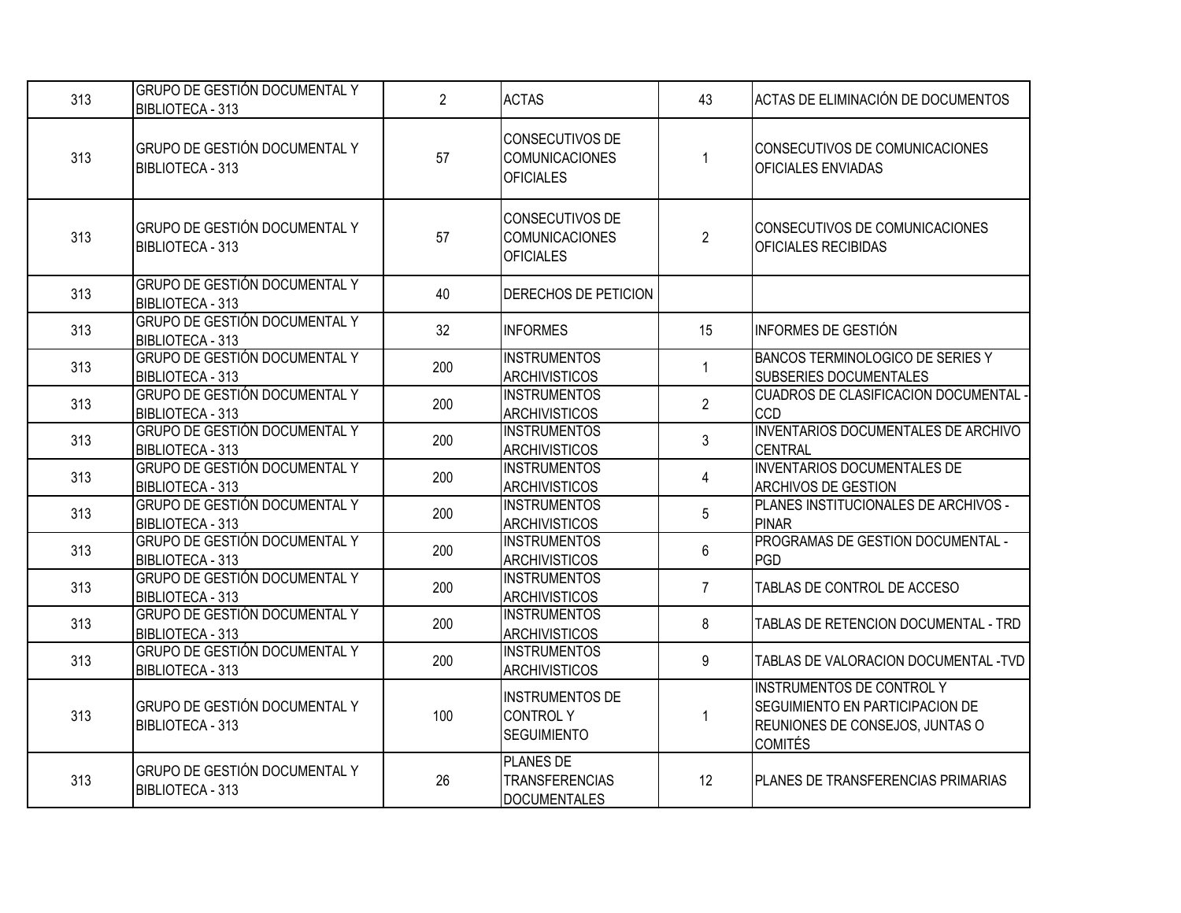| | | | | | |
|---|---|---|---|---|---|
| 313 | GRUPO DE GESTIÓN DOCUMENTAL Y BIBLIOTECA - 313 | 2 | ACTAS | 43 | ACTAS DE ELIMINACIÓN DE DOCUMENTOS |
| 313 | GRUPO DE GESTIÓN DOCUMENTAL Y BIBLIOTECA - 313 | 57 | CONSECUTIVOS DE COMUNICACIONES OFICIALES | 1 | CONSECUTIVOS DE COMUNICACIONES OFICIALES ENVIADAS |
| 313 | GRUPO DE GESTIÓN DOCUMENTAL Y BIBLIOTECA - 313 | 57 | CONSECUTIVOS DE COMUNICACIONES OFICIALES | 2 | CONSECUTIVOS DE COMUNICACIONES OFICIALES RECIBIDAS |
| 313 | GRUPO DE GESTIÓN DOCUMENTAL Y BIBLIOTECA - 313 | 40 | DERECHOS DE PETICION | | |
| 313 | GRUPO DE GESTIÓN DOCUMENTAL Y BIBLIOTECA - 313 | 32 | INFORMES | 15 | INFORMES DE GESTIÓN |
| 313 | GRUPO DE GESTIÓN DOCUMENTAL Y BIBLIOTECA - 313 | 200 | INSTRUMENTOS ARCHIVISTICOS | 1 | BANCOS TERMINOLOGICO DE SERIES Y SUBSERIES DOCUMENTALES |
| 313 | GRUPO DE GESTIÓN DOCUMENTAL Y BIBLIOTECA - 313 | 200 | INSTRUMENTOS ARCHIVISTICOS | 2 | CUADROS DE CLASIFICACION DOCUMENTAL - CCD |
| 313 | GRUPO DE GESTIÓN DOCUMENTAL Y BIBLIOTECA - 313 | 200 | INSTRUMENTOS ARCHIVISTICOS | 3 | INVENTARIOS DOCUMENTALES DE ARCHIVO CENTRAL |
| 313 | GRUPO DE GESTIÓN DOCUMENTAL Y BIBLIOTECA - 313 | 200 | INSTRUMENTOS ARCHIVISTICOS | 4 | INVENTARIOS DOCUMENTALES DE ARCHIVOS DE GESTION |
| 313 | GRUPO DE GESTIÓN DOCUMENTAL Y BIBLIOTECA - 313 | 200 | INSTRUMENTOS ARCHIVISTICOS | 5 | PLANES INSTITUCIONALES DE ARCHIVOS - PINAR |
| 313 | GRUPO DE GESTIÓN DOCUMENTAL Y BIBLIOTECA - 313 | 200 | INSTRUMENTOS ARCHIVISTICOS | 6 | PROGRAMAS DE GESTION DOCUMENTAL - PGD |
| 313 | GRUPO DE GESTIÓN DOCUMENTAL Y BIBLIOTECA - 313 | 200 | INSTRUMENTOS ARCHIVISTICOS | 7 | TABLAS DE CONTROL DE ACCESO |
| 313 | GRUPO DE GESTIÓN DOCUMENTAL Y BIBLIOTECA - 313 | 200 | INSTRUMENTOS ARCHIVISTICOS | 8 | TABLAS DE RETENCION DOCUMENTAL - TRD |
| 313 | GRUPO DE GESTIÓN DOCUMENTAL Y BIBLIOTECA - 313 | 200 | INSTRUMENTOS ARCHIVISTICOS | 9 | TABLAS DE VALORACION DOCUMENTAL -TVD |
| 313 | GRUPO DE GESTIÓN DOCUMENTAL Y BIBLIOTECA - 313 | 100 | INSTRUMENTOS DE CONTROL Y SEGUIMIENTO | 1 | INSTRUMENTOS DE CONTROL Y SEGUIMIENTO EN PARTICIPACION DE REUNIONES DE CONSEJOS, JUNTAS O COMITÉS |
| 313 | GRUPO DE GESTIÓN DOCUMENTAL Y BIBLIOTECA - 313 | 26 | PLANES DE TRANSFERENCIAS DOCUMENTALES | 12 | PLANES DE TRANSFERENCIAS PRIMARIAS |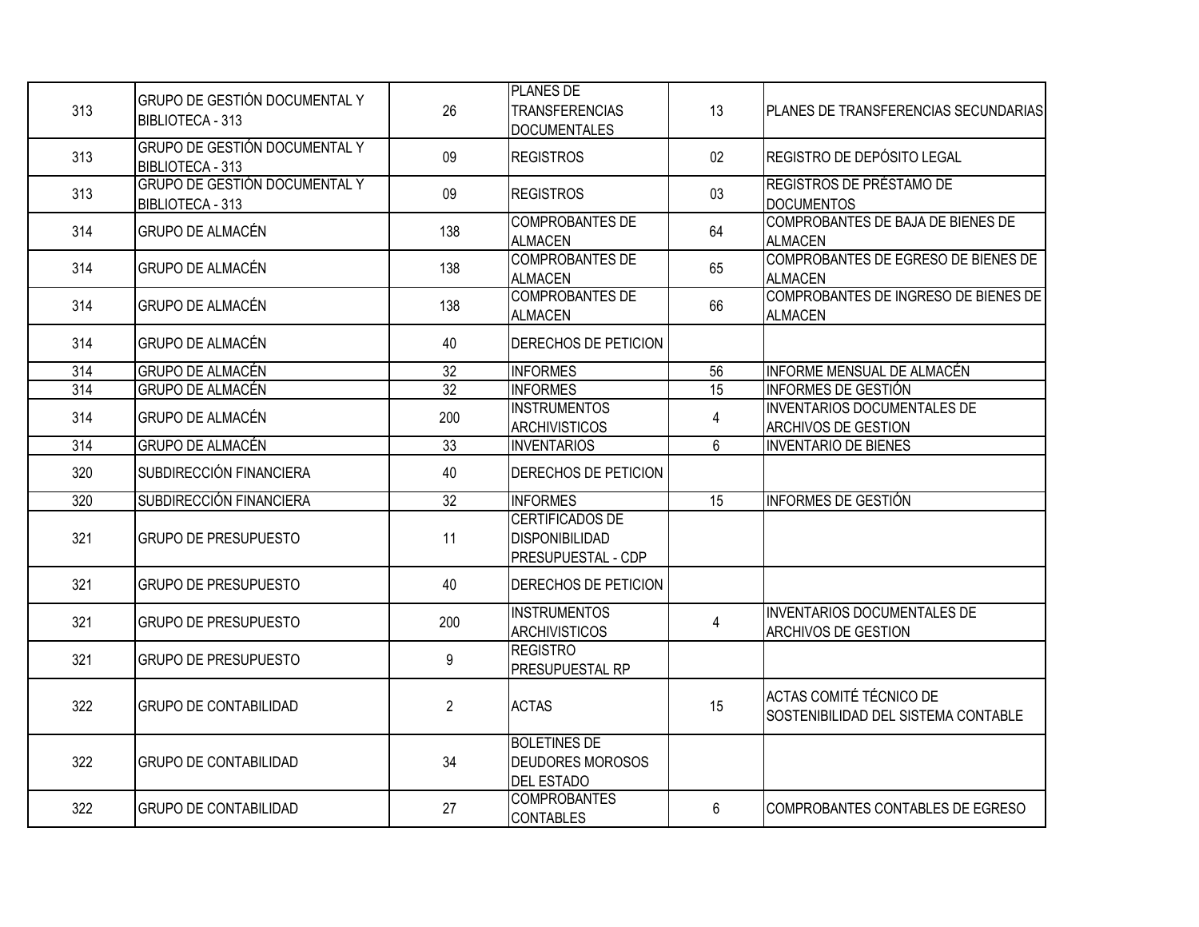| | | | | | |
|---|---|---|---|---|---|
| 313 | GRUPO DE GESTIÓN DOCUMENTAL Y BIBLIOTECA - 313 | 26 | PLANES DE TRANSFERENCIAS DOCUMENTALES | 13 | PLANES DE TRANSFERENCIAS SECUNDARIAS |
| 313 | GRUPO DE GESTIÓN DOCUMENTAL Y BIBLIOTECA - 313 | 09 | REGISTROS | 02 | REGISTRO DE DEPÓSITO LEGAL |
| 313 | GRUPO DE GESTIÓN DOCUMENTAL Y BIBLIOTECA - 313 | 09 | REGISTROS | 03 | REGISTROS DE PRÉSTAMO DE DOCUMENTOS |
| 314 | GRUPO DE ALMACÉN | 138 | COMPROBANTES DE ALMACEN | 64 | COMPROBANTES DE BAJA DE BIENES DE ALMACEN |
| 314 | GRUPO DE ALMACÉN | 138 | COMPROBANTES DE ALMACEN | 65 | COMPROBANTES DE EGRESO DE BIENES DE ALMACEN |
| 314 | GRUPO DE ALMACÉN | 138 | COMPROBANTES DE ALMACEN | 66 | COMPROBANTES DE INGRESO DE BIENES DE ALMACEN |
| 314 | GRUPO DE ALMACÉN | 40 | DERECHOS DE PETICION | | |
| 314 | GRUPO DE ALMACÉN | 32 | INFORMES | 56 | INFORME MENSUAL DE ALMACÉN |
| 314 | GRUPO DE ALMACÉN | 32 | INFORMES | 15 | INFORMES DE GESTIÓN |
| 314 | GRUPO DE ALMACÉN | 200 | INSTRUMENTOS ARCHIVISTICOS | 4 | INVENTARIOS DOCUMENTALES DE ARCHIVOS DE GESTION |
| 314 | GRUPO DE ALMACÉN | 33 | INVENTARIOS | 6 | INVENTARIO DE BIENES |
| 320 | SUBDIRECCIÓN FINANCIERA | 40 | DERECHOS DE PETICION | | |
| 320 | SUBDIRECCIÓN FINANCIERA | 32 | INFORMES | 15 | INFORMES DE GESTIÓN |
| 321 | GRUPO DE PRESUPUESTO | 11 | CERTIFICADOS DE DISPONIBILIDAD PRESUPUESTAL - CDP | | |
| 321 | GRUPO DE PRESUPUESTO | 40 | DERECHOS DE PETICION | | |
| 321 | GRUPO DE PRESUPUESTO | 200 | INSTRUMENTOS ARCHIVISTICOS | 4 | INVENTARIOS DOCUMENTALES DE ARCHIVOS DE GESTION |
| 321 | GRUPO DE PRESUPUESTO | 9 | REGISTRO PRESUPUESTAL RP | | |
| 322 | GRUPO DE CONTABILIDAD | 2 | ACTAS | 15 | ACTAS COMITÉ TÉCNICO DE SOSTENIBILIDAD DEL SISTEMA CONTABLE |
| 322 | GRUPO DE CONTABILIDAD | 34 | BOLETINES DE DEUDORES MOROSOS DEL ESTADO | | |
| 322 | GRUPO DE CONTABILIDAD | 27 | COMPROBANTES CONTABLES | 6 | COMPROBANTES CONTABLES DE EGRESO |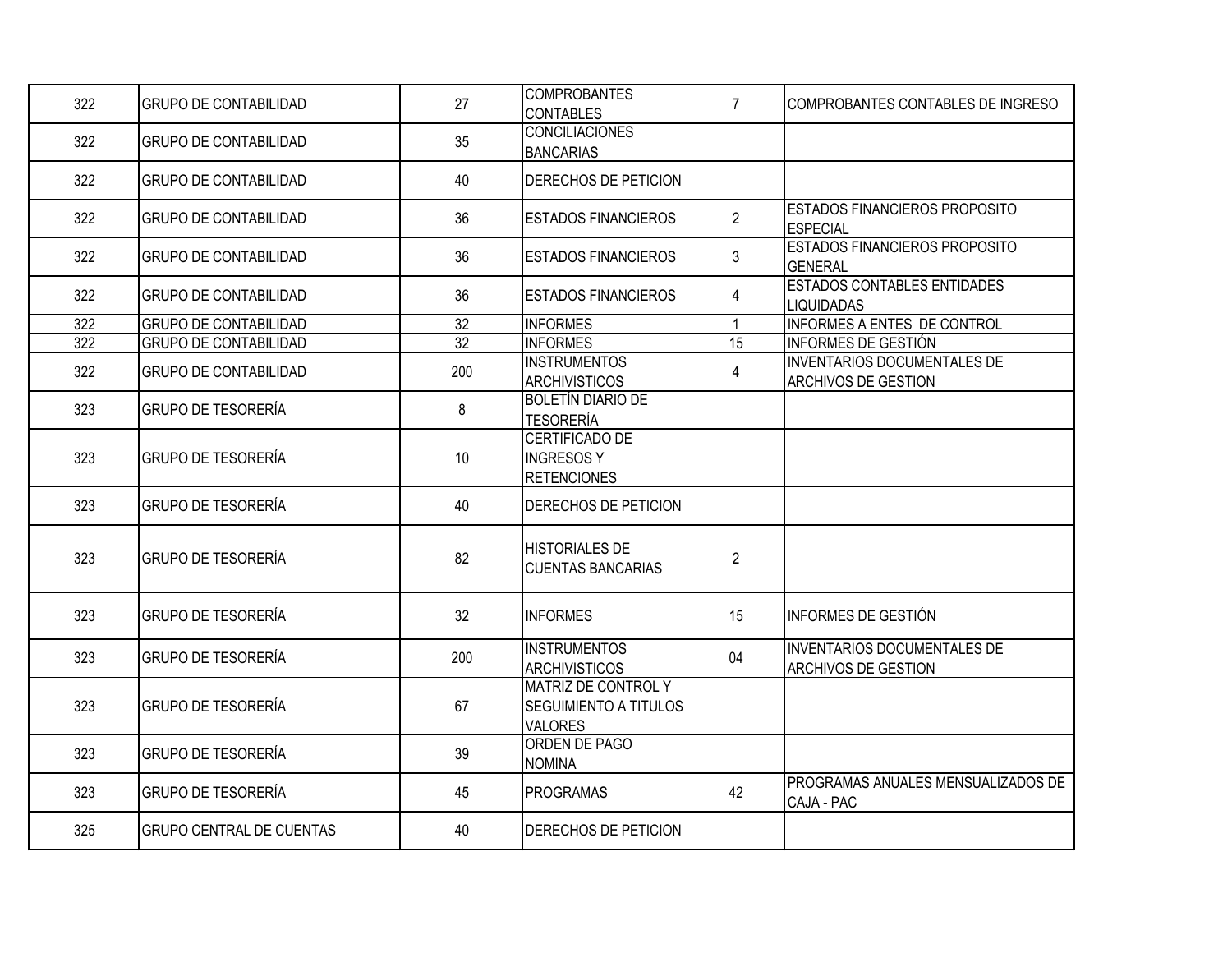| | | | | | |
|---|---|---|---|---|---|
| 322 | GRUPO DE CONTABILIDAD | 27 | COMPROBANTES CONTABLES | 7 | COMPROBANTES CONTABLES DE INGRESO |
| 322 | GRUPO DE CONTABILIDAD | 35 | CONCILIACIONES BANCARIAS | | |
| 322 | GRUPO DE CONTABILIDAD | 40 | DERECHOS DE PETICION | | |
| 322 | GRUPO DE CONTABILIDAD | 36 | ESTADOS FINANCIEROS | 2 | ESTADOS FINANCIEROS PROPOSITO ESPECIAL |
| 322 | GRUPO DE CONTABILIDAD | 36 | ESTADOS FINANCIEROS | 3 | ESTADOS FINANCIEROS PROPOSITO GENERAL |
| 322 | GRUPO DE CONTABILIDAD | 36 | ESTADOS FINANCIEROS | 4 | ESTADOS CONTABLES ENTIDADES LIQUIDADAS |
| 322 | GRUPO DE CONTABILIDAD | 32 | INFORMES | 1 | INFORMES A ENTES DE CONTROL |
| 322 | GRUPO DE CONTABILIDAD | 32 | INFORMES | 15 | INFORMES DE GESTIÓN |
| 322 | GRUPO DE CONTABILIDAD | 200 | INSTRUMENTOS ARCHIVISTICOS | 4 | INVENTARIOS DOCUMENTALES DE ARCHIVOS DE GESTION |
| 323 | GRUPO DE TESORERÍA | 8 | BOLETÍN DIARIO DE TESORERÍA | | |
| 323 | GRUPO DE TESORERÍA | 10 | CERTIFICADO DE INGRESOS Y RETENCIONES | | |
| 323 | GRUPO DE TESORERÍA | 40 | DERECHOS DE PETICION | | |
| 323 | GRUPO DE TESORERÍA | 82 | HISTORIALES DE CUENTAS BANCARIAS | 2 | |
| 323 | GRUPO DE TESORERÍA | 32 | INFORMES | 15 | INFORMES DE GESTIÓN |
| 323 | GRUPO DE TESORERÍA | 200 | INSTRUMENTOS ARCHIVISTICOS | 04 | INVENTARIOS DOCUMENTALES DE ARCHIVOS DE GESTION |
| 323 | GRUPO DE TESORERÍA | 67 | MATRIZ DE CONTROL Y SEGUIMIENTO A TITULOS VALORES | | |
| 323 | GRUPO DE TESORERÍA | 39 | ORDEN DE PAGO NOMINA | | |
| 323 | GRUPO DE TESORERÍA | 45 | PROGRAMAS | 42 | PROGRAMAS ANUALES MENSUALIZADOS DE CAJA - PAC |
| 325 | GRUPO CENTRAL DE CUENTAS | 40 | DERECHOS DE PETICION | | |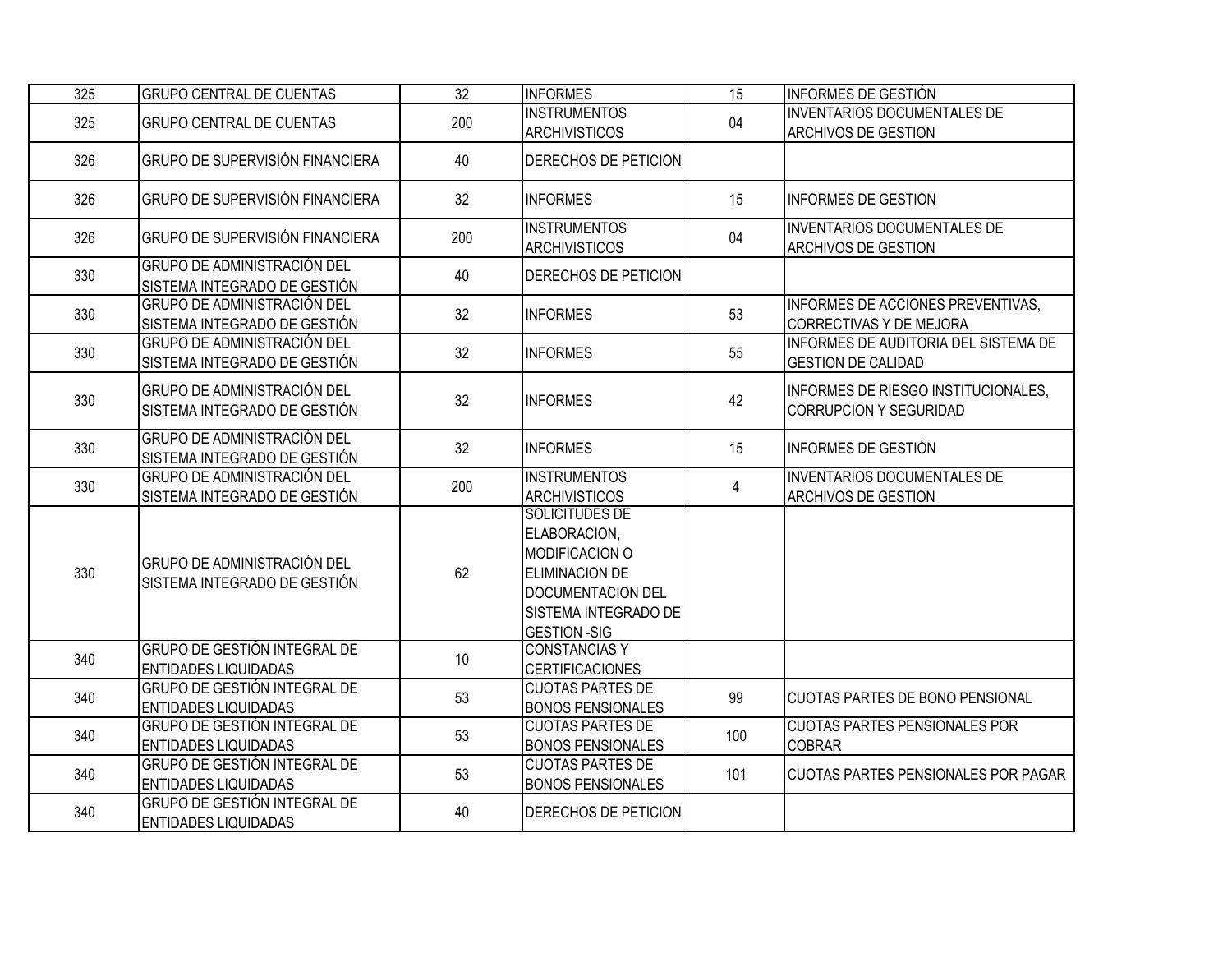| | | | | | |
|---|---|---|---|---|---|
| 325 | GRUPO CENTRAL DE CUENTAS | 32 | INFORMES | 15 | INFORMES DE GESTIÓN |
| 325 | GRUPO CENTRAL DE CUENTAS | 200 | INSTRUMENTOS ARCHIVISTICOS | 04 | INVENTARIOS DOCUMENTALES DE ARCHIVOS DE GESTION |
| 326 | GRUPO DE SUPERVISIÓN FINANCIERA | 40 | DERECHOS DE PETICION | | |
| 326 | GRUPO DE SUPERVISIÓN FINANCIERA | 32 | INFORMES | 15 | INFORMES DE GESTIÓN |
| 326 | GRUPO DE SUPERVISIÓN FINANCIERA | 200 | INSTRUMENTOS ARCHIVISTICOS | 04 | INVENTARIOS DOCUMENTALES DE ARCHIVOS DE GESTION |
| 330 | GRUPO DE ADMINISTRACIÓN DEL SISTEMA INTEGRADO DE GESTIÓN | 40 | DERECHOS DE PETICION | | |
| 330 | GRUPO DE ADMINISTRACIÓN DEL SISTEMA INTEGRADO DE GESTIÓN | 32 | INFORMES | 53 | INFORMES DE ACCIONES PREVENTIVAS, CORRECTIVAS Y DE MEJORA |
| 330 | GRUPO DE ADMINISTRACIÓN DEL SISTEMA INTEGRADO DE GESTIÓN | 32 | INFORMES | 55 | INFORMES DE AUDITORIA DEL SISTEMA DE GESTION DE CALIDAD |
| 330 | GRUPO DE ADMINISTRACIÓN DEL SISTEMA INTEGRADO DE GESTIÓN | 32 | INFORMES | 42 | INFORMES DE RIESGO INSTITUCIONALES, CORRUPCION Y SEGURIDAD |
| 330 | GRUPO DE ADMINISTRACIÓN DEL SISTEMA INTEGRADO DE GESTIÓN | 32 | INFORMES | 15 | INFORMES DE GESTIÓN |
| 330 | GRUPO DE ADMINISTRACIÓN DEL SISTEMA INTEGRADO DE GESTIÓN | 200 | INSTRUMENTOS ARCHIVISTICOS | 4 | INVENTARIOS DOCUMENTALES DE ARCHIVOS DE GESTION |
| 330 | GRUPO DE ADMINISTRACIÓN DEL SISTEMA INTEGRADO DE GESTIÓN | 62 | SOLICITUDES DE ELABORACION, MODIFICACION O ELIMINACION DE DOCUMENTACION DEL SISTEMA INTEGRADO DE GESTION -SIG | | |
| 340 | GRUPO DE GESTIÓN INTEGRAL DE ENTIDADES LIQUIDADAS | 10 | CONSTANCIAS Y CERTIFICACIONES | | |
| 340 | GRUPO DE GESTIÓN INTEGRAL DE ENTIDADES LIQUIDADAS | 53 | CUOTAS PARTES DE BONOS PENSIONALES | 99 | CUOTAS PARTES DE BONO PENSIONAL |
| 340 | GRUPO DE GESTIÓN INTEGRAL DE ENTIDADES LIQUIDADAS | 53 | CUOTAS PARTES DE BONOS PENSIONALES | 100 | CUOTAS PARTES PENSIONALES POR COBRAR |
| 340 | GRUPO DE GESTIÓN INTEGRAL DE ENTIDADES LIQUIDADAS | 53 | CUOTAS PARTES DE BONOS PENSIONALES | 101 | CUOTAS PARTES PENSIONALES POR PAGAR |
| 340 | GRUPO DE GESTIÓN INTEGRAL DE ENTIDADES LIQUIDADAS | 40 | DERECHOS DE PETICION | | |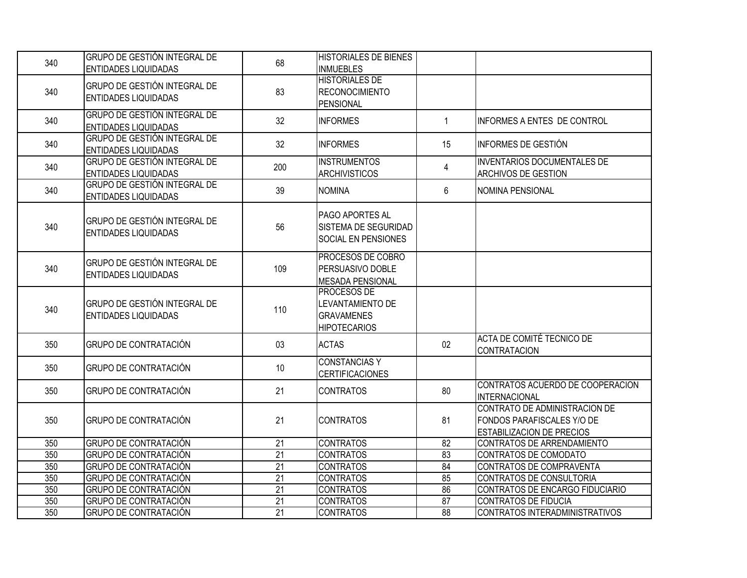| | | | | | |
|---|---|---|---|---|---|
| 340 | GRUPO DE GESTIÓN INTEGRAL DE ENTIDADES LIQUIDADAS | 68 | HISTORIALES DE BIENES INMUEBLES | | |
| 340 | GRUPO DE GESTIÓN INTEGRAL DE ENTIDADES LIQUIDADAS | 83 | HISTORIALES DE RECONOCIMIENTO PENSIONAL | | |
| 340 | GRUPO DE GESTIÓN INTEGRAL DE ENTIDADES LIQUIDADAS | 32 | INFORMES | 1 | INFORMES A ENTES DE CONTROL |
| 340 | GRUPO DE GESTIÓN INTEGRAL DE ENTIDADES LIQUIDADAS | 32 | INFORMES | 15 | INFORMES DE GESTIÓN |
| 340 | GRUPO DE GESTIÓN INTEGRAL DE ENTIDADES LIQUIDADAS | 200 | INSTRUMENTOS ARCHIVISTICOS | 4 | INVENTARIOS DOCUMENTALES DE ARCHIVOS DE GESTION |
| 340 | GRUPO DE GESTIÓN INTEGRAL DE ENTIDADES LIQUIDADAS | 39 | NOMINA | 6 | NOMINA PENSIONAL |
| 340 | GRUPO DE GESTIÓN INTEGRAL DE ENTIDADES LIQUIDADAS | 56 | PAGO APORTES AL SISTEMA DE SEGURIDAD SOCIAL EN PENSIONES | | |
| 340 | GRUPO DE GESTIÓN INTEGRAL DE ENTIDADES LIQUIDADAS | 109 | PROCESOS DE COBRO PERSUASIVO DOBLE MESADA PENSIONAL | | |
| 340 | GRUPO DE GESTIÓN INTEGRAL DE ENTIDADES LIQUIDADAS | 110 | PROCESOS DE LEVANTAMIENTO DE GRAVAMENES HIPOTECARIOS | | |
| 350 | GRUPO DE CONTRATACIÓN | 03 | ACTAS | 02 | ACTA DE COMITÉ TECNICO DE CONTRATACION |
| 350 | GRUPO DE CONTRATACIÓN | 10 | CONSTANCIAS Y CERTIFICACIONES | | |
| 350 | GRUPO DE CONTRATACIÓN | 21 | CONTRATOS | 80 | CONTRATOS ACUERDO DE COOPERACION INTERNACIONAL |
| 350 | GRUPO DE CONTRATACIÓN | 21 | CONTRATOS | 81 | CONTRATO DE ADMINISTRACION DE FONDOS PARAFISCALES Y/O DE ESTABILIZACION DE PRECIOS |
| 350 | GRUPO DE CONTRATACIÓN | 21 | CONTRATOS | 82 | CONTRATOS DE ARRENDAMIENTO |
| 350 | GRUPO DE CONTRATACIÓN | 21 | CONTRATOS | 83 | CONTRATOS DE COMODATO |
| 350 | GRUPO DE CONTRATACIÓN | 21 | CONTRATOS | 84 | CONTRATOS DE COMPRAVENTA |
| 350 | GRUPO DE CONTRATACIÓN | 21 | CONTRATOS | 85 | CONTRATOS DE CONSULTORIA |
| 350 | GRUPO DE CONTRATACIÓN | 21 | CONTRATOS | 86 | CONTRATOS DE ENCARGO FIDUCIARIO |
| 350 | GRUPO DE CONTRATACIÓN | 21 | CONTRATOS | 87 | CONTRATOS DE FIDUCIA |
| 350 | GRUPO DE CONTRATACIÓN | 21 | CONTRATOS | 88 | CONTRATOS INTERADMINISTRATIVOS |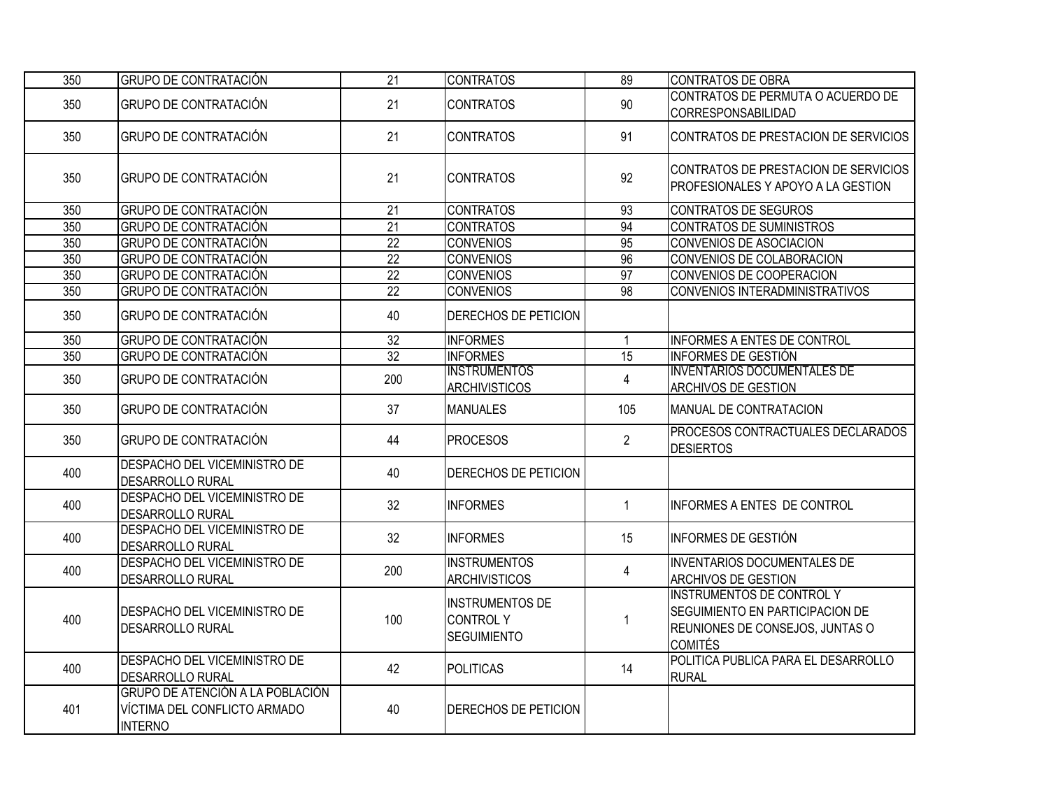| | | | | | |
|---|---|---|---|---|---|
| 350 | GRUPO DE CONTRATACIÓN | 21 | CONTRATOS | 89 | CONTRATOS DE OBRA |
| 350 | GRUPO DE CONTRATACIÓN | 21 | CONTRATOS | 90 | CONTRATOS DE PERMUTA O ACUERDO DE CORRESPONSABILIDAD |
| 350 | GRUPO DE CONTRATACIÓN | 21 | CONTRATOS | 91 | CONTRATOS DE PRESTACION DE SERVICIOS |
| 350 | GRUPO DE CONTRATACIÓN | 21 | CONTRATOS | 92 | CONTRATOS DE PRESTACION DE SERVICIOS PROFESIONALES Y APOYO A LA GESTION |
| 350 | GRUPO DE CONTRATACIÓN | 21 | CONTRATOS | 93 | CONTRATOS DE SEGUROS |
| 350 | GRUPO DE CONTRATACIÓN | 21 | CONTRATOS | 94 | CONTRATOS DE SUMINISTROS |
| 350 | GRUPO DE CONTRATACIÓN | 22 | CONVENIOS | 95 | CONVENIOS DE ASOCIACION |
| 350 | GRUPO DE CONTRATACIÓN | 22 | CONVENIOS | 96 | CONVENIOS DE COLABORACION |
| 350 | GRUPO DE CONTRATACIÓN | 22 | CONVENIOS | 97 | CONVENIOS DE COOPERACION |
| 350 | GRUPO DE CONTRATACIÓN | 22 | CONVENIOS | 98 | CONVENIOS INTERADMINISTRATIVOS |
| 350 | GRUPO DE CONTRATACIÓN | 40 | DERECHOS DE PETICION | | |
| 350 | GRUPO DE CONTRATACIÓN | 32 | INFORMES | 1 | INFORMES A ENTES DE CONTROL |
| 350 | GRUPO DE CONTRATACIÓN | 32 | INFORMES | 15 | INFORMES DE GESTIÓN |
| 350 | GRUPO DE CONTRATACIÓN | 200 | INSTRUMENTOS ARCHIVISTICOS | 4 | INVENTARIOS DOCUMENTALES DE ARCHIVOS DE GESTION |
| 350 | GRUPO DE CONTRATACIÓN | 37 | MANUALES | 105 | MANUAL DE CONTRATACION |
| 350 | GRUPO DE CONTRATACIÓN | 44 | PROCESOS | 2 | PROCESOS CONTRACTUALES DECLARADOS DESIERTOS |
| 400 | DESPACHO DEL VICEMINISTRO DE DESARROLLO RURAL | 40 | DERECHOS DE PETICION | | |
| 400 | DESPACHO DEL VICEMINISTRO DE DESARROLLO RURAL | 32 | INFORMES | 1 | INFORMES A ENTES DE CONTROL |
| 400 | DESPACHO DEL VICEMINISTRO DE DESARROLLO RURAL | 32 | INFORMES | 15 | INFORMES DE GESTIÓN |
| 400 | DESPACHO DEL VICEMINISTRO DE DESARROLLO RURAL | 200 | INSTRUMENTOS ARCHIVISTICOS | 4 | INVENTARIOS DOCUMENTALES DE ARCHIVOS DE GESTION |
| 400 | DESPACHO DEL VICEMINISTRO DE DESARROLLO RURAL | 100 | INSTRUMENTOS DE CONTROL Y SEGUIMIENTO | 1 | INSTRUMENTOS DE CONTROL Y SEGUIMIENTO EN PARTICIPACION DE REUNIONES DE CONSEJOS, JUNTAS O COMITÉS |
| 400 | DESPACHO DEL VICEMINISTRO DE DESARROLLO RURAL | 42 | POLITICAS | 14 | POLITICA PUBLICA PARA EL DESARROLLO RURAL |
| 401 | GRUPO DE ATENCIÓN A LA POBLACIÓN VÍCTIMA DEL CONFLICTO ARMADO INTERNO | 40 | DERECHOS DE PETICION | | |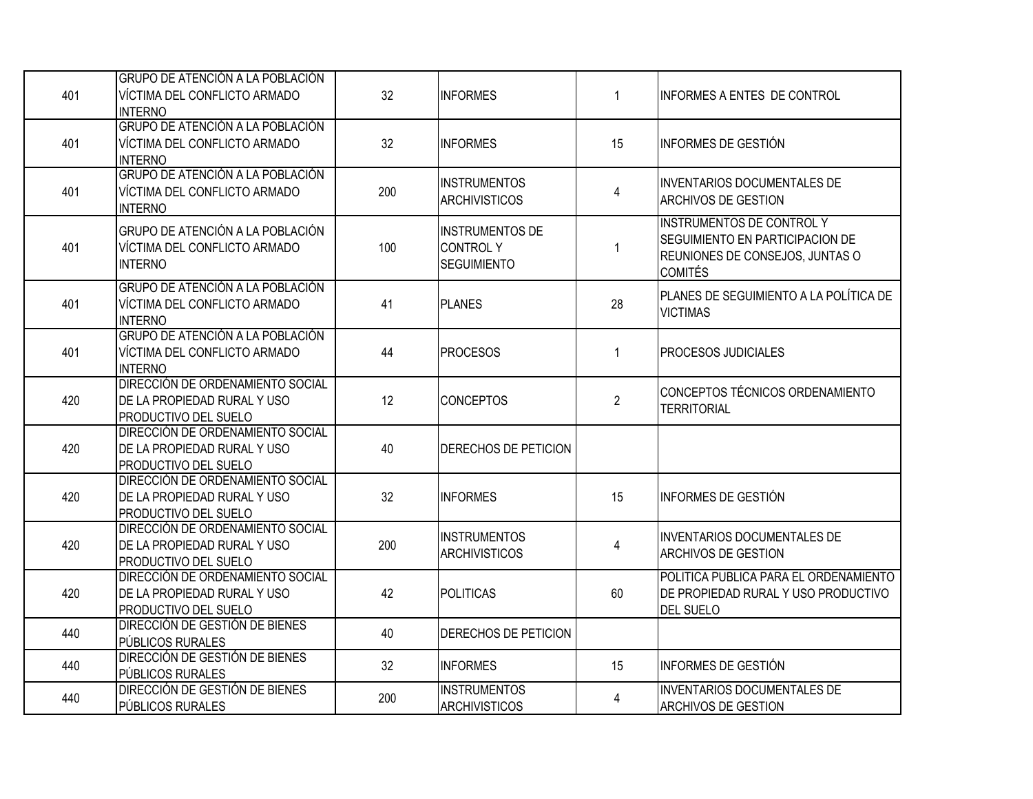| | | | | | |
|---|---|---|---|---|---|
| 401 | GRUPO DE ATENCIÓN A LA POBLACIÓN VÍCTIMA DEL CONFLICTO ARMADO INTERNO | 32 | INFORMES | 1 | INFORMES A ENTES DE CONTROL |
| 401 | GRUPO DE ATENCIÓN A LA POBLACIÓN VÍCTIMA DEL CONFLICTO ARMADO INTERNO | 32 | INFORMES | 15 | INFORMES DE GESTIÓN |
| 401 | GRUPO DE ATENCIÓN A LA POBLACIÓN VÍCTIMA DEL CONFLICTO ARMADO INTERNO | 200 | INSTRUMENTOS ARCHIVISTICOS | 4 | INVENTARIOS DOCUMENTALES DE ARCHIVOS DE GESTION |
| 401 | GRUPO DE ATENCIÓN A LA POBLACIÓN VÍCTIMA DEL CONFLICTO ARMADO INTERNO | 100 | INSTRUMENTOS DE CONTROL Y SEGUIMIENTO | 1 | INSTRUMENTOS DE CONTROL Y SEGUIMIENTO EN PARTICIPACION DE REUNIONES DE CONSEJOS, JUNTAS O COMITÉS |
| 401 | GRUPO DE ATENCIÓN A LA POBLACIÓN VÍCTIMA DEL CONFLICTO ARMADO INTERNO | 41 | PLANES | 28 | PLANES DE SEGUIMIENTO A LA POLÍTICA DE VICTIMAS |
| 401 | GRUPO DE ATENCIÓN A LA POBLACIÓN VÍCTIMA DEL CONFLICTO ARMADO INTERNO | 44 | PROCESOS | 1 | PROCESOS JUDICIALES |
| 420 | DIRECCIÓN DE ORDENAMIENTO SOCIAL DE LA PROPIEDAD RURAL Y USO PRODUCTIVO DEL SUELO | 12 | CONCEPTOS | 2 | CONCEPTOS TÉCNICOS ORDENAMIENTO TERRITORIAL |
| 420 | DIRECCIÓN DE ORDENAMIENTO SOCIAL DE LA PROPIEDAD RURAL Y USO PRODUCTIVO DEL SUELO | 40 | DERECHOS DE PETICION | | |
| 420 | DIRECCIÓN DE ORDENAMIENTO SOCIAL DE LA PROPIEDAD RURAL Y USO PRODUCTIVO DEL SUELO | 32 | INFORMES | 15 | INFORMES DE GESTIÓN |
| 420 | DIRECCIÓN DE ORDENAMIENTO SOCIAL DE LA PROPIEDAD RURAL Y USO PRODUCTIVO DEL SUELO | 200 | INSTRUMENTOS ARCHIVISTICOS | 4 | INVENTARIOS DOCUMENTALES DE ARCHIVOS DE GESTION |
| 420 | DIRECCIÓN DE ORDENAMIENTO SOCIAL DE LA PROPIEDAD RURAL Y USO PRODUCTIVO DEL SUELO | 42 | POLITICAS | 60 | POLITICA PUBLICA PARA EL ORDENAMIENTO DE PROPIEDAD RURAL Y USO PRODUCTIVO DEL SUELO |
| 440 | DIRECCIÓN DE GESTIÓN DE BIENES PÚBLICOS RURALES | 40 | DERECHOS DE PETICION | | |
| 440 | DIRECCIÓN DE GESTIÓN DE BIENES PÚBLICOS RURALES | 32 | INFORMES | 15 | INFORMES DE GESTIÓN |
| 440 | DIRECCIÓN DE GESTIÓN DE BIENES PÚBLICOS RURALES | 200 | INSTRUMENTOS ARCHIVISTICOS | 4 | INVENTARIOS DOCUMENTALES DE ARCHIVOS DE GESTION |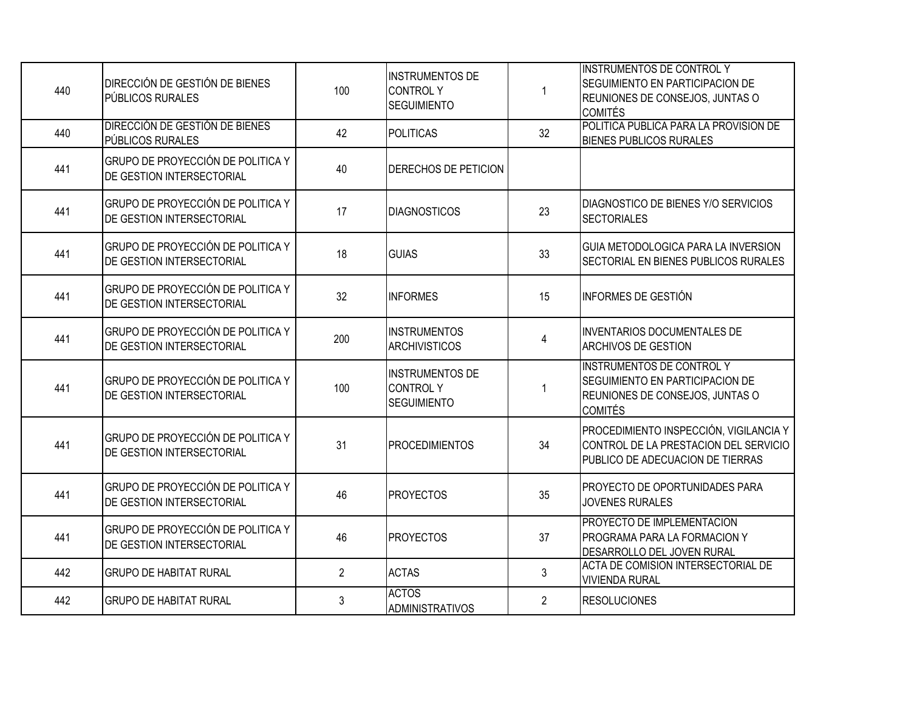| 440 | DIRECCIÓN DE GESTIÓN DE BIENES PÚBLICOS RURALES | 100 | INSTRUMENTOS DE CONTROL Y SEGUIMIENTO | 1 | INSTRUMENTOS DE CONTROL Y SEGUIMIENTO EN PARTICIPACION DE REUNIONES DE CONSEJOS, JUNTAS O COMITÉS |
|---|---|---|---|---|---|
| 440 | DIRECCIÓN DE GESTIÓN DE BIENES PÚBLICOS RURALES | 42 | POLITICAS | 32 | POLITICA PUBLICA PARA LA PROVISION DE BIENES PUBLICOS RURALES |
| 441 | GRUPO DE PROYECCIÓN DE POLITICA Y DE GESTION INTERSECTORIAL | 40 | DERECHOS DE PETICION | | |
| 441 | GRUPO DE PROYECCIÓN DE POLITICA Y DE GESTION INTERSECTORIAL | 17 | DIAGNOSTICOS | 23 | DIAGNOSTICO DE BIENES Y/O SERVICIOS SECTORIALES |
| 441 | GRUPO DE PROYECCIÓN DE POLITICA Y DE GESTION INTERSECTORIAL | 18 | GUIAS | 33 | GUIA METODOLOGICA PARA LA INVERSION SECTORIAL EN BIENES PUBLICOS RURALES |
| 441 | GRUPO DE PROYECCIÓN DE POLITICA Y DE GESTION INTERSECTORIAL | 32 | INFORMES | 15 | INFORMES DE GESTIÓN |
| 441 | GRUPO DE PROYECCIÓN DE POLITICA Y DE GESTION INTERSECTORIAL | 200 | INSTRUMENTOS ARCHIVISTICOS | 4 | INVENTARIOS DOCUMENTALES DE ARCHIVOS DE GESTION |
| 441 | GRUPO DE PROYECCIÓN DE POLITICA Y DE GESTION INTERSECTORIAL | 100 | INSTRUMENTOS DE CONTROL Y SEGUIMIENTO | 1 | INSTRUMENTOS DE CONTROL Y SEGUIMIENTO EN PARTICIPACION DE REUNIONES DE CONSEJOS, JUNTAS O COMITÉS |
| 441 | GRUPO DE PROYECCIÓN DE POLITICA Y DE GESTION INTERSECTORIAL | 31 | PROCEDIMIENTOS | 34 | PROCEDIMIENTO INSPECCIÓN, VIGILANCIA Y CONTROL DE LA PRESTACION DEL SERVICIO PUBLICO DE ADECUACION DE TIERRAS |
| 441 | GRUPO DE PROYECCIÓN DE POLITICA Y DE GESTION INTERSECTORIAL | 46 | PROYECTOS | 35 | PROYECTO DE OPORTUNIDADES PARA JOVENES RURALES |
| 441 | GRUPO DE PROYECCIÓN DE POLITICA Y DE GESTION INTERSECTORIAL | 46 | PROYECTOS | 37 | PROYECTO DE IMPLEMENTACION PROGRAMA PARA LA FORMACION Y DESARROLLO DEL JOVEN RURAL |
| 442 | GRUPO DE HABITAT RURAL | 2 | ACTAS | 3 | ACTA DE COMISION INTERSECTORIAL DE VIVIENDA RURAL |
| 442 | GRUPO DE HABITAT RURAL | 3 | ACTOS ADMINISTRATIVOS | 2 | RESOLUCIONES |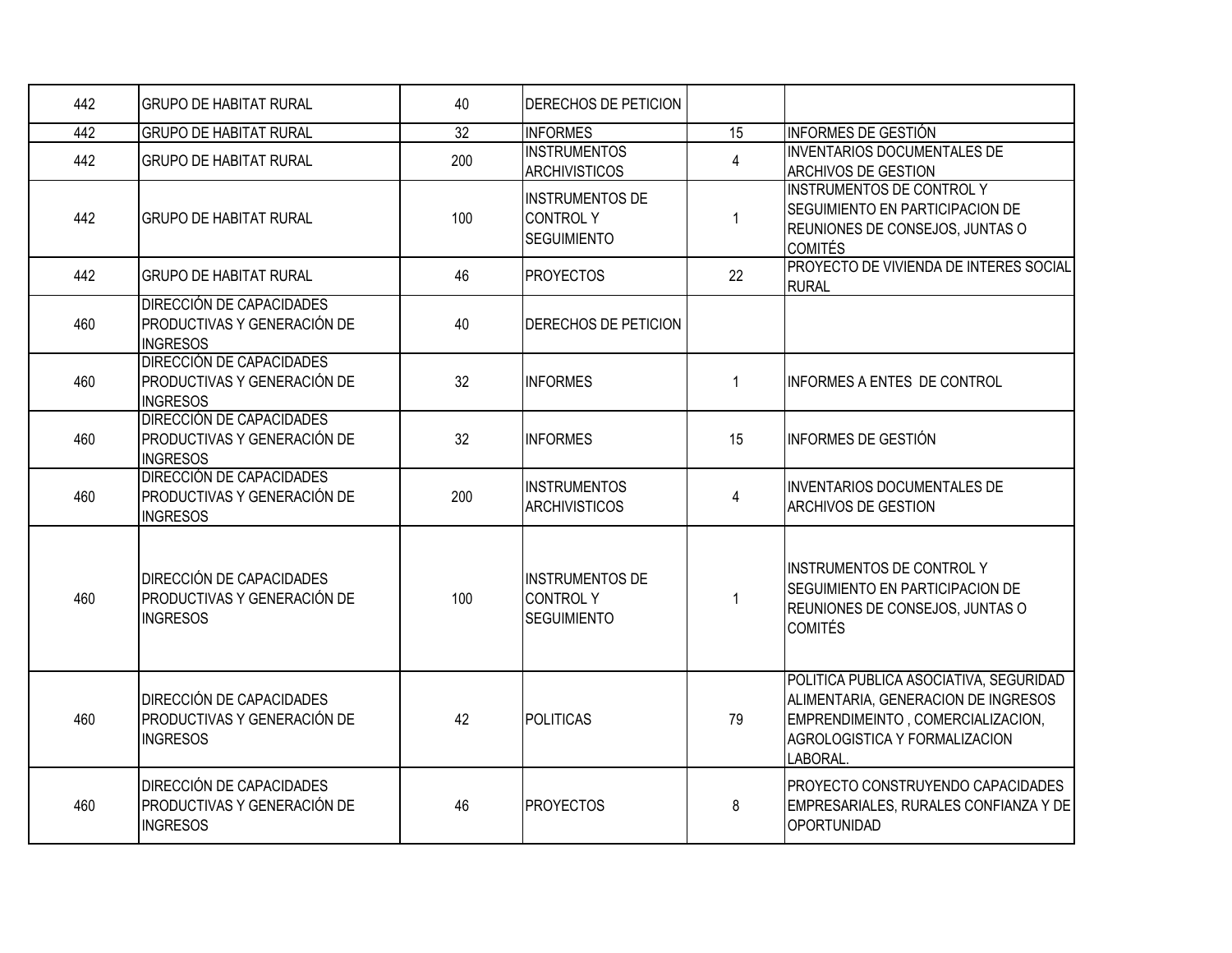| | | | | | |
|---|---|---|---|---|---|
| 442 | GRUPO DE HABITAT RURAL | 40 | DERECHOS DE PETICION | | |
| 442 | GRUPO DE HABITAT RURAL | 32 | INFORMES | 15 | INFORMES DE GESTIÓN |
| 442 | GRUPO DE HABITAT RURAL | 200 | INSTRUMENTOS ARCHIVISTICOS | 4 | INVENTARIOS DOCUMENTALES DE ARCHIVOS DE GESTION |
| 442 | GRUPO DE HABITAT RURAL | 100 | INSTRUMENTOS DE CONTROL Y SEGUIMIENTO | 1 | INSTRUMENTOS DE CONTROL Y SEGUIMIENTO EN PARTICIPACION DE REUNIONES DE CONSEJOS, JUNTAS O COMITÉS |
| 442 | GRUPO DE HABITAT RURAL | 46 | PROYECTOS | 22 | PROYECTO DE VIVIENDA DE INTERES SOCIAL RURAL |
| 460 | DIRECCIÓN DE CAPACIDADES PRODUCTIVAS Y GENERACIÓN DE INGRESOS | 40 | DERECHOS DE PETICION | | |
| 460 | DIRECCIÓN DE CAPACIDADES PRODUCTIVAS Y GENERACIÓN DE INGRESOS | 32 | INFORMES | 1 | INFORMES A ENTES DE CONTROL |
| 460 | DIRECCIÓN DE CAPACIDADES PRODUCTIVAS Y GENERACIÓN DE INGRESOS | 32 | INFORMES | 15 | INFORMES DE GESTIÓN |
| 460 | DIRECCIÓN DE CAPACIDADES PRODUCTIVAS Y GENERACIÓN DE INGRESOS | 200 | INSTRUMENTOS ARCHIVISTICOS | 4 | INVENTARIOS DOCUMENTALES DE ARCHIVOS DE GESTION |
| 460 | DIRECCIÓN DE CAPACIDADES PRODUCTIVAS Y GENERACIÓN DE INGRESOS | 100 | INSTRUMENTOS DE CONTROL Y SEGUIMIENTO | 1 | INSTRUMENTOS DE CONTROL Y SEGUIMIENTO EN PARTICIPACION DE REUNIONES DE CONSEJOS, JUNTAS O COMITÉS |
| 460 | DIRECCIÓN DE CAPACIDADES PRODUCTIVAS Y GENERACIÓN DE INGRESOS | 42 | POLITICAS | 79 | POLITICA PUBLICA ASOCIATIVA, SEGURIDAD ALIMENTARIA, GENERACION DE INGRESOS EMPRENDIMEINTO , COMERCIALIZACION, AGROLOGISTICA Y FORMALIZACION LABORAL. |
| 460 | DIRECCIÓN DE CAPACIDADES PRODUCTIVAS Y GENERACIÓN DE INGRESOS | 46 | PROYECTOS | 8 | PROYECTO CONSTRUYENDO CAPACIDADES EMPRESARIALES, RURALES CONFIANZA Y DE OPORTUNIDAD |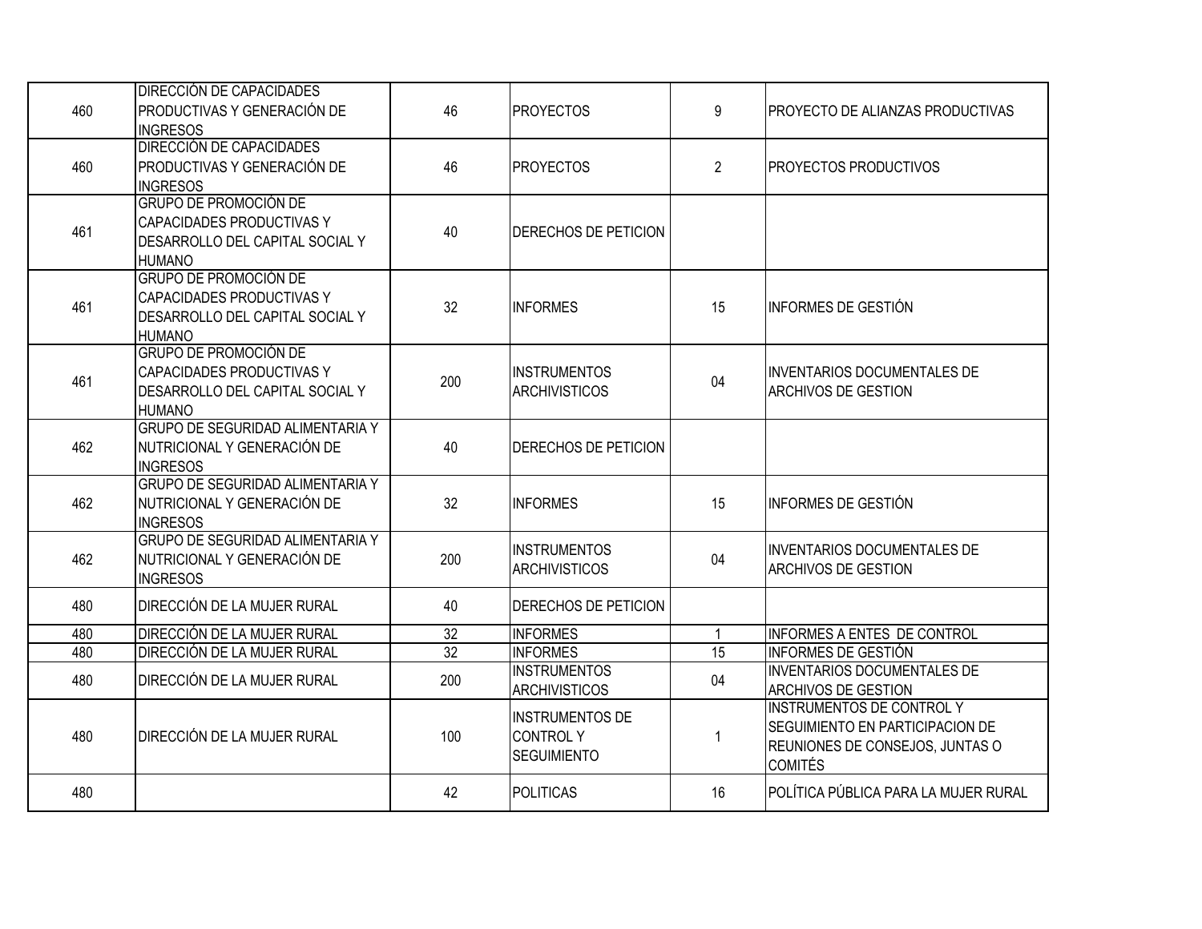| | | | | | |
|---|---|---|---|---|---|
| 460 | DIRECCIÓN DE CAPACIDADES PRODUCTIVAS Y GENERACIÓN DE INGRESOS | 46 | PROYECTOS | 9 | PROYECTO DE ALIANZAS PRODUCTIVAS |
| 460 | DIRECCIÓN DE CAPACIDADES PRODUCTIVAS Y GENERACIÓN DE INGRESOS | 46 | PROYECTOS | 2 | PROYECTOS PRODUCTIVOS |
| 461 | GRUPO DE PROMOCIÓN DE CAPACIDADES PRODUCTIVAS Y DESARROLLO DEL CAPITAL SOCIAL Y HUMANO | 40 | DERECHOS DE PETICION | | |
| 461 | GRUPO DE PROMOCIÓN DE CAPACIDADES PRODUCTIVAS Y DESARROLLO DEL CAPITAL SOCIAL Y HUMANO | 32 | INFORMES | 15 | INFORMES DE GESTIÓN |
| 461 | GRUPO DE PROMOCIÓN DE CAPACIDADES PRODUCTIVAS Y DESARROLLO DEL CAPITAL SOCIAL Y HUMANO | 200 | INSTRUMENTOS ARCHIVISTICOS | 04 | INVENTARIOS DOCUMENTALES DE ARCHIVOS DE GESTION |
| 462 | GRUPO DE SEGURIDAD ALIMENTARIA Y NUTRICIONAL Y GENERACIÓN DE INGRESOS | 40 | DERECHOS DE PETICION | | |
| 462 | GRUPO DE SEGURIDAD ALIMENTARIA Y NUTRICIONAL Y GENERACIÓN DE INGRESOS | 32 | INFORMES | 15 | INFORMES DE GESTIÓN |
| 462 | GRUPO DE SEGURIDAD ALIMENTARIA Y NUTRICIONAL Y GENERACIÓN DE INGRESOS | 200 | INSTRUMENTOS ARCHIVISTICOS | 04 | INVENTARIOS DOCUMENTALES DE ARCHIVOS DE GESTION |
| 480 | DIRECCIÓN DE LA MUJER RURAL | 40 | DERECHOS DE PETICION | | |
| 480 | DIRECCIÓN DE LA MUJER RURAL | 32 | INFORMES | 1 | INFORMES A ENTES DE CONTROL |
| 480 | DIRECCIÓN DE LA MUJER RURAL | 32 | INFORMES | 15 | INFORMES DE GESTIÓN |
| 480 | DIRECCIÓN DE LA MUJER RURAL | 200 | INSTRUMENTOS ARCHIVISTICOS | 04 | INVENTARIOS DOCUMENTALES DE ARCHIVOS DE GESTION |
| 480 | DIRECCIÓN DE LA MUJER RURAL | 100 | INSTRUMENTOS DE CONTROL Y SEGUIMIENTO | 1 | INSTRUMENTOS DE CONTROL Y SEGUIMIENTO EN PARTICIPACION DE REUNIONES DE CONSEJOS, JUNTAS O COMITÉS |
| 480 | | 42 | POLITICAS | 16 | POLÍTICA PÚBLICA PARA LA MUJER RURAL |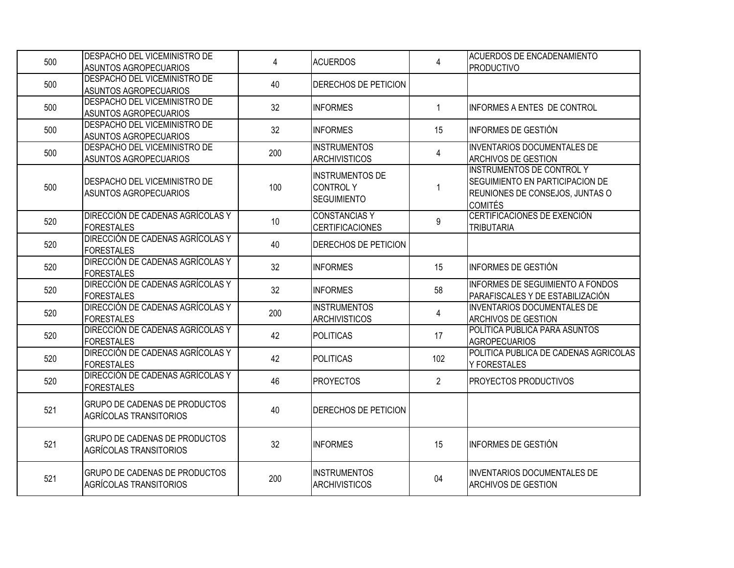| | | | | | |
|---|---|---|---|---|---|
| 500 | DESPACHO DEL VICEMINISTRO DE ASUNTOS AGROPECUARIOS | 4 | ACUERDOS | 4 | ACUERDOS DE ENCADENAMIENTO PRODUCTIVO |
| 500 | DESPACHO DEL VICEMINISTRO DE ASUNTOS AGROPECUARIOS | 40 | DERECHOS DE PETICION | | |
| 500 | DESPACHO DEL VICEMINISTRO DE ASUNTOS AGROPECUARIOS | 32 | INFORMES | 1 | INFORMES A ENTES DE CONTROL |
| 500 | DESPACHO DEL VICEMINISTRO DE ASUNTOS AGROPECUARIOS | 32 | INFORMES | 15 | INFORMES DE GESTIÓN |
| 500 | DESPACHO DEL VICEMINISTRO DE ASUNTOS AGROPECUARIOS | 200 | INSTRUMENTOS ARCHIVISTICOS | 4 | INVENTARIOS DOCUMENTALES DE ARCHIVOS DE GESTION |
| 500 | DESPACHO DEL VICEMINISTRO DE ASUNTOS AGROPECUARIOS | 100 | INSTRUMENTOS DE CONTROL Y SEGUIMIENTO | 1 | INSTRUMENTOS DE CONTROL Y SEGUIMIENTO EN PARTICIPACION DE REUNIONES DE CONSEJOS, JUNTAS O COMITÉS |
| 520 | DIRECCIÓN DE CADENAS AGRÍCOLAS Y FORESTALES | 10 | CONSTANCIAS Y CERTIFICACIONES | 9 | CERTIFICACIONES DE EXENCIÓN TRIBUTARIA |
| 520 | DIRECCIÓN DE CADENAS AGRÍCOLAS Y FORESTALES | 40 | DERECHOS DE PETICION | | |
| 520 | DIRECCIÓN DE CADENAS AGRÍCOLAS Y FORESTALES | 32 | INFORMES | 15 | INFORMES DE GESTIÓN |
| 520 | DIRECCIÓN DE CADENAS AGRÍCOLAS Y FORESTALES | 32 | INFORMES | 58 | INFORMES DE SEGUIMIENTO A FONDOS PARAFISCALES Y DE ESTABILIZACIÓN |
| 520 | DIRECCIÓN DE CADENAS AGRÍCOLAS Y FORESTALES | 200 | INSTRUMENTOS ARCHIVISTICOS | 4 | INVENTARIOS DOCUMENTALES DE ARCHIVOS DE GESTION |
| 520 | DIRECCIÓN DE CADENAS AGRÍCOLAS Y FORESTALES | 42 | POLITICAS | 17 | POLÍTICA PUBLICA PARA ASUNTOS AGROPECUARIOS |
| 520 | DIRECCIÓN DE CADENAS AGRÍCOLAS Y FORESTALES | 42 | POLITICAS | 102 | POLITICA PUBLICA DE CADENAS AGRICOLAS Y FORESTALES |
| 520 | DIRECCIÓN DE CADENAS AGRÍCOLAS Y FORESTALES | 46 | PROYECTOS | 2 | PROYECTOS PRODUCTIVOS |
| 521 | GRUPO DE CADENAS DE PRODUCTOS AGRÍCOLAS TRANSITORIOS | 40 | DERECHOS DE PETICION | | |
| 521 | GRUPO DE CADENAS DE PRODUCTOS AGRÍCOLAS TRANSITORIOS | 32 | INFORMES | 15 | INFORMES DE GESTIÓN |
| 521 | GRUPO DE CADENAS DE PRODUCTOS AGRÍCOLAS TRANSITORIOS | 200 | INSTRUMENTOS ARCHIVISTICOS | 04 | INVENTARIOS DOCUMENTALES DE ARCHIVOS DE GESTION |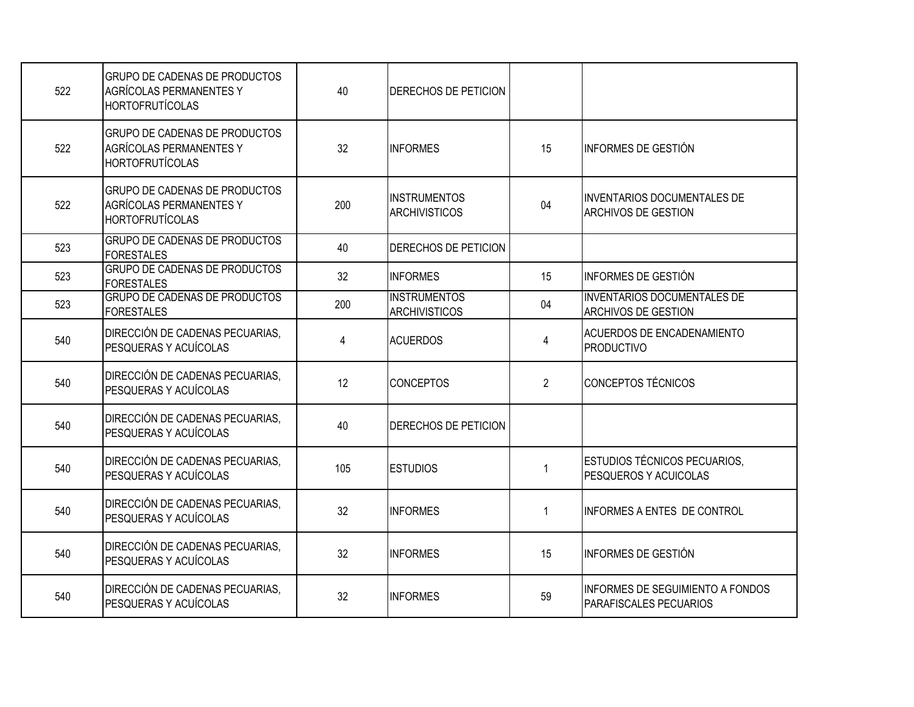| | | | | | |
|---|---|---|---|---|---|
| 522 | GRUPO DE CADENAS DE PRODUCTOS AGRÍCOLAS PERMANENTES Y HORTOFRUTÍCOLAS | 40 | DERECHOS DE PETICION | | |
| 522 | GRUPO DE CADENAS DE PRODUCTOS AGRÍCOLAS PERMANENTES Y HORTOFRUTÍCOLAS | 32 | INFORMES | 15 | INFORMES DE GESTIÓN |
| 522 | GRUPO DE CADENAS DE PRODUCTOS AGRÍCOLAS PERMANENTES Y HORTOFRUTÍCOLAS | 200 | INSTRUMENTOS ARCHIVISTICOS | 04 | INVENTARIOS DOCUMENTALES DE ARCHIVOS DE GESTION |
| 523 | GRUPO DE CADENAS DE PRODUCTOS FORESTALES | 40 | DERECHOS DE PETICION | | |
| 523 | GRUPO DE CADENAS DE PRODUCTOS FORESTALES | 32 | INFORMES | 15 | INFORMES DE GESTIÓN |
| 523 | GRUPO DE CADENAS DE PRODUCTOS FORESTALES | 200 | INSTRUMENTOS ARCHIVISTICOS | 04 | INVENTARIOS DOCUMENTALES DE ARCHIVOS DE GESTION |
| 540 | DIRECCIÓN DE CADENAS PECUARIAS, PESQUERAS Y ACUÍCOLAS | 4 | ACUERDOS | 4 | ACUERDOS DE ENCADENAMIENTO PRODUCTIVO |
| 540 | DIRECCIÓN DE CADENAS PECUARIAS, PESQUERAS Y ACUÍCOLAS | 12 | CONCEPTOS | 2 | CONCEPTOS TÉCNICOS |
| 540 | DIRECCIÓN DE CADENAS PECUARIAS, PESQUERAS Y ACUÍCOLAS | 40 | DERECHOS DE PETICION | | |
| 540 | DIRECCIÓN DE CADENAS PECUARIAS, PESQUERAS Y ACUÍCOLAS | 105 | ESTUDIOS | 1 | ESTUDIOS TÉCNICOS PECUARIOS, PESQUEROS Y ACUICOLAS |
| 540 | DIRECCIÓN DE CADENAS PECUARIAS, PESQUERAS Y ACUÍCOLAS | 32 | INFORMES | 1 | INFORMES A ENTES DE CONTROL |
| 540 | DIRECCIÓN DE CADENAS PECUARIAS, PESQUERAS Y ACUÍCOLAS | 32 | INFORMES | 15 | INFORMES DE GESTIÓN |
| 540 | DIRECCIÓN DE CADENAS PECUARIAS, PESQUERAS Y ACUÍCOLAS | 32 | INFORMES | 59 | INFORMES DE SEGUIMIENTO A FONDOS PARAFISCALES PECUARIOS |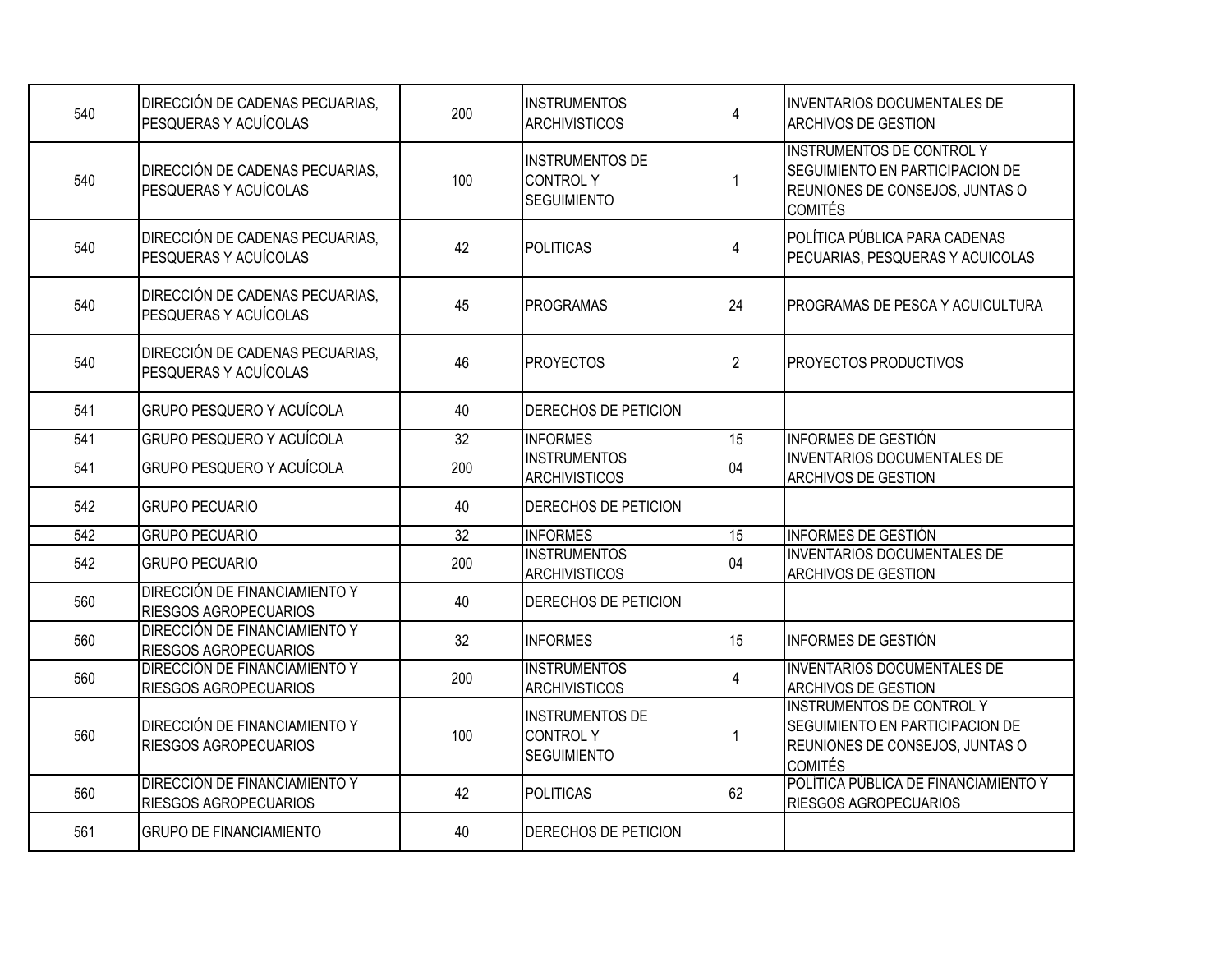| | | | | | |
|---|---|---|---|---|---|
| 540 | DIRECCIÓN DE CADENAS PECUARIAS, PESQUERAS Y ACUÍCOLAS | 200 | INSTRUMENTOS ARCHIVISTICOS | 4 | INVENTARIOS DOCUMENTALES DE ARCHIVOS DE GESTION |
| 540 | DIRECCIÓN DE CADENAS PECUARIAS, PESQUERAS Y ACUÍCOLAS | 100 | INSTRUMENTOS DE CONTROL Y SEGUIMIENTO | 1 | INSTRUMENTOS DE CONTROL Y SEGUIMIENTO EN PARTICIPACION DE REUNIONES DE CONSEJOS, JUNTAS O COMITÉS |
| 540 | DIRECCIÓN DE CADENAS PECUARIAS, PESQUERAS Y ACUÍCOLAS | 42 | POLITICAS | 4 | POLÍTICA PÚBLICA PARA CADENAS PECUARIAS, PESQUERAS Y ACUICOLAS |
| 540 | DIRECCIÓN DE CADENAS PECUARIAS, PESQUERAS Y ACUÍCOLAS | 45 | PROGRAMAS | 24 | PROGRAMAS DE PESCA Y ACUICULTURA |
| 540 | DIRECCIÓN DE CADENAS PECUARIAS, PESQUERAS Y ACUÍCOLAS | 46 | PROYECTOS | 2 | PROYECTOS PRODUCTIVOS |
| 541 | GRUPO PESQUERO Y ACUÍCOLA | 40 | DERECHOS DE PETICION | | |
| 541 | GRUPO PESQUERO Y ACUÍCOLA | 32 | INFORMES | 15 | INFORMES DE GESTIÓN |
| 541 | GRUPO PESQUERO Y ACUÍCOLA | 200 | INSTRUMENTOS ARCHIVISTICOS | 04 | INVENTARIOS DOCUMENTALES DE ARCHIVOS DE GESTION |
| 542 | GRUPO PECUARIO | 40 | DERECHOS DE PETICION | | |
| 542 | GRUPO PECUARIO | 32 | INFORMES | 15 | INFORMES DE GESTIÓN |
| 542 | GRUPO PECUARIO | 200 | INSTRUMENTOS ARCHIVISTICOS | 04 | INVENTARIOS DOCUMENTALES DE ARCHIVOS DE GESTION |
| 560 | DIRECCIÓN DE FINANCIAMIENTO Y RIESGOS AGROPECUARIOS | 40 | DERECHOS DE PETICION | | |
| 560 | DIRECCIÓN DE FINANCIAMIENTO Y RIESGOS AGROPECUARIOS | 32 | INFORMES | 15 | INFORMES DE GESTIÓN |
| 560 | DIRECCIÓN DE FINANCIAMIENTO Y RIESGOS AGROPECUARIOS | 200 | INSTRUMENTOS ARCHIVISTICOS | 4 | INVENTARIOS DOCUMENTALES DE ARCHIVOS DE GESTION |
| 560 | DIRECCIÓN DE FINANCIAMIENTO Y RIESGOS AGROPECUARIOS | 100 | INSTRUMENTOS DE CONTROL Y SEGUIMIENTO | 1 | INSTRUMENTOS DE CONTROL Y SEGUIMIENTO EN PARTICIPACION DE REUNIONES DE CONSEJOS, JUNTAS O COMITÉS |
| 560 | DIRECCIÓN DE FINANCIAMIENTO Y RIESGOS AGROPECUARIOS | 42 | POLITICAS | 62 | POLÍTICA PÚBLICA DE FINANCIAMIENTO Y RIESGOS AGROPECUARIOS |
| 561 | GRUPO DE FINANCIAMIENTO | 40 | DERECHOS DE PETICION | | |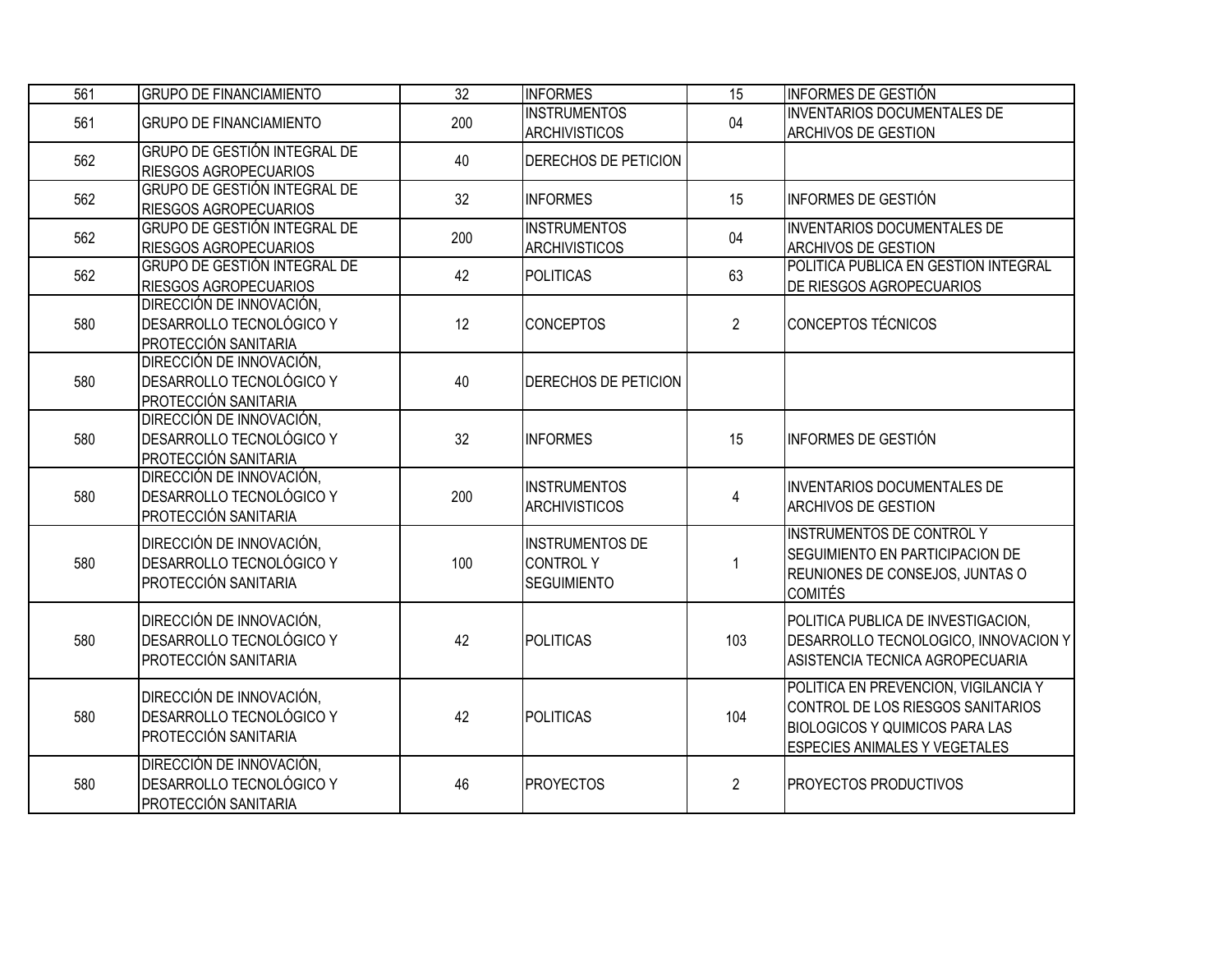| 561 | GRUPO DE FINANCIAMIENTO | 32 | INFORMES | 15 | INFORMES DE GESTIÓN |
|---|---|---|---|---|---|
| 561 | GRUPO DE FINANCIAMIENTO | 200 | INSTRUMENTOS ARCHIVISTICOS | 04 | INVENTARIOS DOCUMENTALES DE ARCHIVOS DE GESTION |
| 562 | GRUPO DE GESTIÓN INTEGRAL DE RIESGOS AGROPECUARIOS | 40 | DERECHOS DE PETICION | | |
| 562 | GRUPO DE GESTIÓN INTEGRAL DE RIESGOS AGROPECUARIOS | 32 | INFORMES | 15 | INFORMES DE GESTIÓN |
| 562 | GRUPO DE GESTIÓN INTEGRAL DE RIESGOS AGROPECUARIOS | 200 | INSTRUMENTOS ARCHIVISTICOS | 04 | INVENTARIOS DOCUMENTALES DE ARCHIVOS DE GESTION |
| 562 | GRUPO DE GESTIÓN INTEGRAL DE RIESGOS AGROPECUARIOS | 42 | POLITICAS | 63 | POLITICA PUBLICA EN GESTION INTEGRAL DE RIESGOS AGROPECUARIOS |
| 580 | DIRECCIÓN DE INNOVACIÓN, DESARROLLO TECNOLÓGICO Y PROTECCIÓN SANITARIA | 12 | CONCEPTOS | 2 | CONCEPTOS TÉCNICOS |
| 580 | DIRECCIÓN DE INNOVACIÓN, DESARROLLO TECNOLÓGICO Y PROTECCIÓN SANITARIA | 40 | DERECHOS DE PETICION | | |
| 580 | DIRECCIÓN DE INNOVACIÓN, DESARROLLO TECNOLÓGICO Y PROTECCIÓN SANITARIA | 32 | INFORMES | 15 | INFORMES DE GESTIÓN |
| 580 | DIRECCIÓN DE INNOVACIÓN, DESARROLLO TECNOLÓGICO Y PROTECCIÓN SANITARIA | 200 | INSTRUMENTOS ARCHIVISTICOS | 4 | INVENTARIOS DOCUMENTALES DE ARCHIVOS DE GESTION |
| 580 | DIRECCIÓN DE INNOVACIÓN, DESARROLLO TECNOLÓGICO Y PROTECCIÓN SANITARIA | 100 | INSTRUMENTOS DE CONTROL Y SEGUIMIENTO | 1 | INSTRUMENTOS DE CONTROL Y SEGUIMIENTO EN PARTICIPACION DE REUNIONES DE CONSEJOS, JUNTAS O COMITÉS |
| 580 | DIRECCIÓN DE INNOVACIÓN, DESARROLLO TECNOLÓGICO Y PROTECCIÓN SANITARIA | 42 | POLITICAS | 103 | POLITICA PUBLICA DE INVESTIGACION, DESARROLLO TECNOLOGICO, INNOVACION Y ASISTENCIA TECNICA AGROPECUARIA |
| 580 | DIRECCIÓN DE INNOVACIÓN, DESARROLLO TECNOLÓGICO Y PROTECCIÓN SANITARIA | 42 | POLITICAS | 104 | POLITICA EN PREVENCION, VIGILANCIA Y CONTROL DE LOS RIESGOS SANITARIOS BIOLOGICOS Y QUIMICOS PARA LAS ESPECIES ANIMALES Y VEGETALES |
| 580 | DIRECCIÓN DE INNOVACIÓN, DESARROLLO TECNOLÓGICO Y PROTECCIÓN SANITARIA | 46 | PROYECTOS | 2 | PROYECTOS PRODUCTIVOS |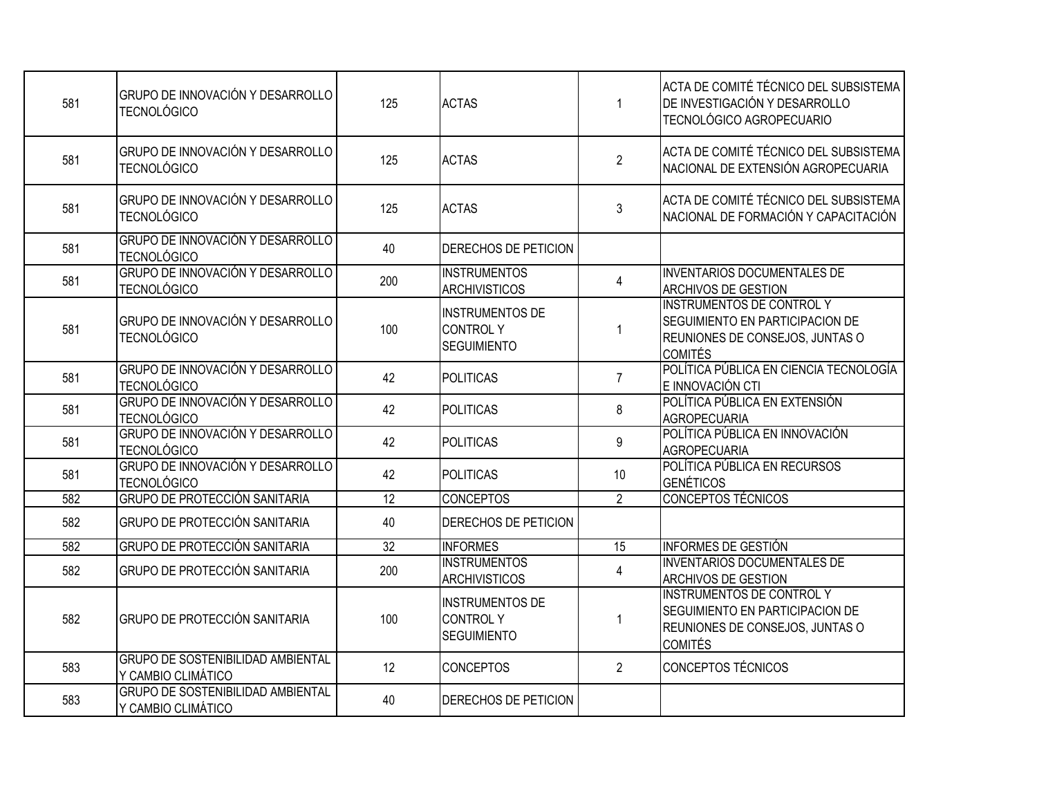| | | | | | |
|---|---|---|---|---|---|
| 581 | GRUPO DE INNOVACIÓN Y DESARROLLO TECNOLÓGICO | 125 | ACTAS | 1 | ACTA DE COMITÉ TÉCNICO DEL SUBSISTEMA DE INVESTIGACIÓN Y DESARROLLO TECNOLÓGICO AGROPECUARIO |
| 581 | GRUPO DE INNOVACIÓN Y DESARROLLO TECNOLÓGICO | 125 | ACTAS | 2 | ACTA DE COMITÉ TÉCNICO DEL SUBSISTEMA NACIONAL DE EXTENSIÓN AGROPECUARIA |
| 581 | GRUPO DE INNOVACIÓN Y DESARROLLO TECNOLÓGICO | 125 | ACTAS | 3 | ACTA DE COMITÉ TÉCNICO DEL SUBSISTEMA NACIONAL DE FORMACIÓN Y CAPACITACIÓN |
| 581 | GRUPO DE INNOVACIÓN Y DESARROLLO TECNOLÓGICO | 40 | DERECHOS DE PETICION | | |
| 581 | GRUPO DE INNOVACIÓN Y DESARROLLO TECNOLÓGICO | 200 | INSTRUMENTOS ARCHIVISTICOS | 4 | INVENTARIOS DOCUMENTALES DE ARCHIVOS DE GESTION |
| 581 | GRUPO DE INNOVACIÓN Y DESARROLLO TECNOLÓGICO | 100 | INSTRUMENTOS DE CONTROL Y SEGUIMIENTO | 1 | INSTRUMENTOS DE CONTROL Y SEGUIMIENTO EN PARTICIPACION DE REUNIONES DE CONSEJOS, JUNTAS O COMITÉS |
| 581 | GRUPO DE INNOVACIÓN Y DESARROLLO TECNOLÓGICO | 42 | POLITICAS | 7 | POLÍTICA PÚBLICA EN CIENCIA TECNOLOGÍA E INNOVACIÓN CTI |
| 581 | GRUPO DE INNOVACIÓN Y DESARROLLO TECNOLÓGICO | 42 | POLITICAS | 8 | POLÍTICA PÚBLICA EN EXTENSIÓN AGROPECUARIA |
| 581 | GRUPO DE INNOVACIÓN Y DESARROLLO TECNOLÓGICO | 42 | POLITICAS | 9 | POLÍTICA PÚBLICA EN INNOVACIÓN AGROPECUARIA |
| 581 | GRUPO DE INNOVACIÓN Y DESARROLLO TECNOLÓGICO | 42 | POLITICAS | 10 | POLÍTICA PÚBLICA EN RECURSOS GENÉTICOS |
| 582 | GRUPO DE PROTECCIÓN SANITARIA | 12 | CONCEPTOS | 2 | CONCEPTOS TÉCNICOS |
| 582 | GRUPO DE PROTECCIÓN SANITARIA | 40 | DERECHOS DE PETICION | | |
| 582 | GRUPO DE PROTECCIÓN SANITARIA | 32 | INFORMES | 15 | INFORMES DE GESTIÓN |
| 582 | GRUPO DE PROTECCIÓN SANITARIA | 200 | INSTRUMENTOS ARCHIVISTICOS | 4 | INVENTARIOS DOCUMENTALES DE ARCHIVOS DE GESTION |
| 582 | GRUPO DE PROTECCIÓN SANITARIA | 100 | INSTRUMENTOS DE CONTROL Y SEGUIMIENTO | 1 | INSTRUMENTOS DE CONTROL Y SEGUIMIENTO EN PARTICIPACION DE REUNIONES DE CONSEJOS, JUNTAS O COMITÉS |
| 583 | GRUPO DE SOSTENIBILIDAD AMBIENTAL Y CAMBIO CLIMÁTICO | 12 | CONCEPTOS | 2 | CONCEPTOS TÉCNICOS |
| 583 | GRUPO DE SOSTENIBILIDAD AMBIENTAL Y CAMBIO CLIMÁTICO | 40 | DERECHOS DE PETICION | | |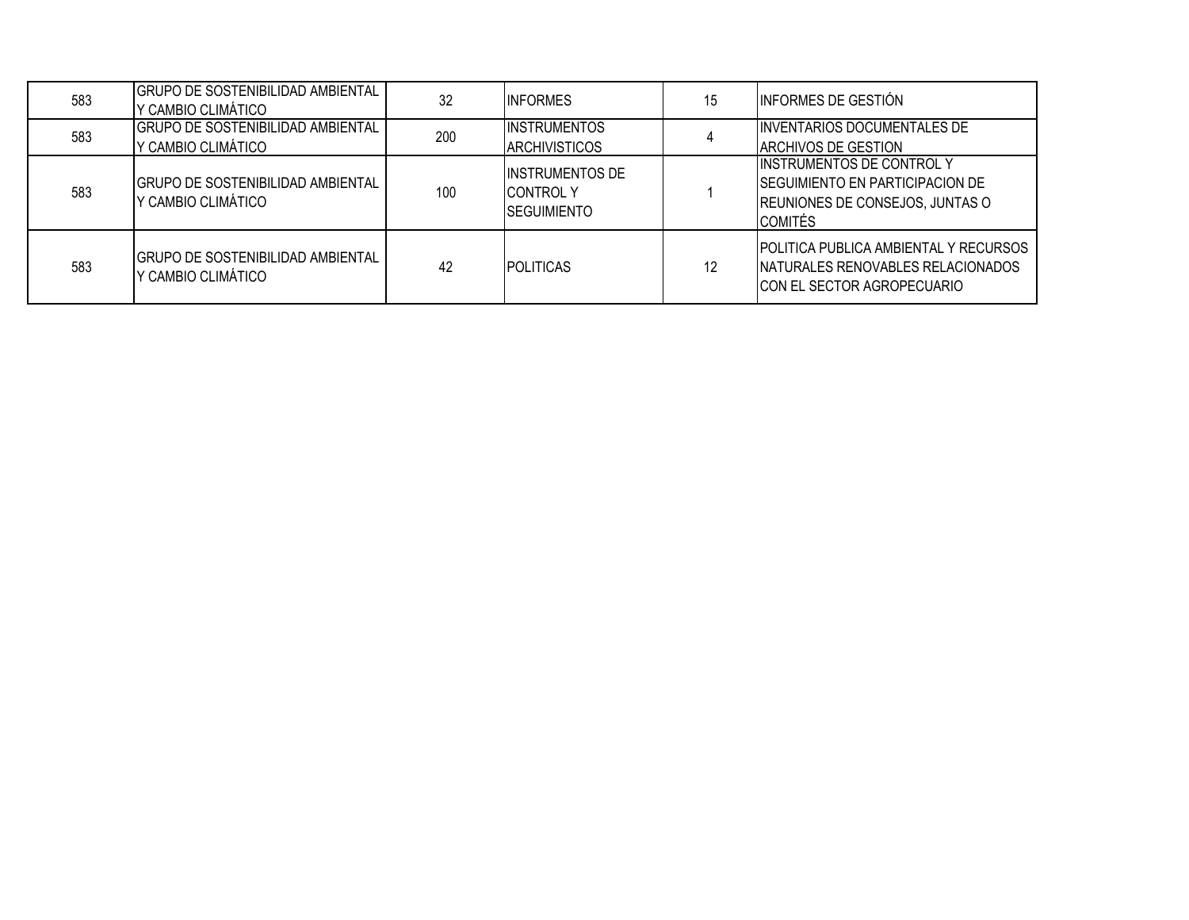| | | | | | |
|---|---|---|---|---|---|
| 583 | GRUPO DE SOSTENIBILIDAD AMBIENTAL Y CAMBIO CLIMÁTICO | 32 | INFORMES | 15 | INFORMES DE GESTIÓN |
| 583 | GRUPO DE SOSTENIBILIDAD AMBIENTAL Y CAMBIO CLIMÁTICO | 200 | INSTRUMENTOS ARCHIVISTICOS | 4 | INVENTARIOS DOCUMENTALES DE ARCHIVOS DE GESTION |
| 583 | GRUPO DE SOSTENIBILIDAD AMBIENTAL Y CAMBIO CLIMÁTICO | 100 | INSTRUMENTOS DE CONTROL Y SEGUIMIENTO | 1 | INSTRUMENTOS DE CONTROL Y SEGUIMIENTO EN PARTICIPACION DE REUNIONES DE CONSEJOS, JUNTAS O COMITÉS |
| 583 | GRUPO DE SOSTENIBILIDAD AMBIENTAL Y CAMBIO CLIMÁTICO | 42 | POLITICAS | 12 | POLITICA PUBLICA AMBIENTAL Y RECURSOS NATURALES RENOVABLES RELACIONADOS CON EL SECTOR AGROPECUARIO |